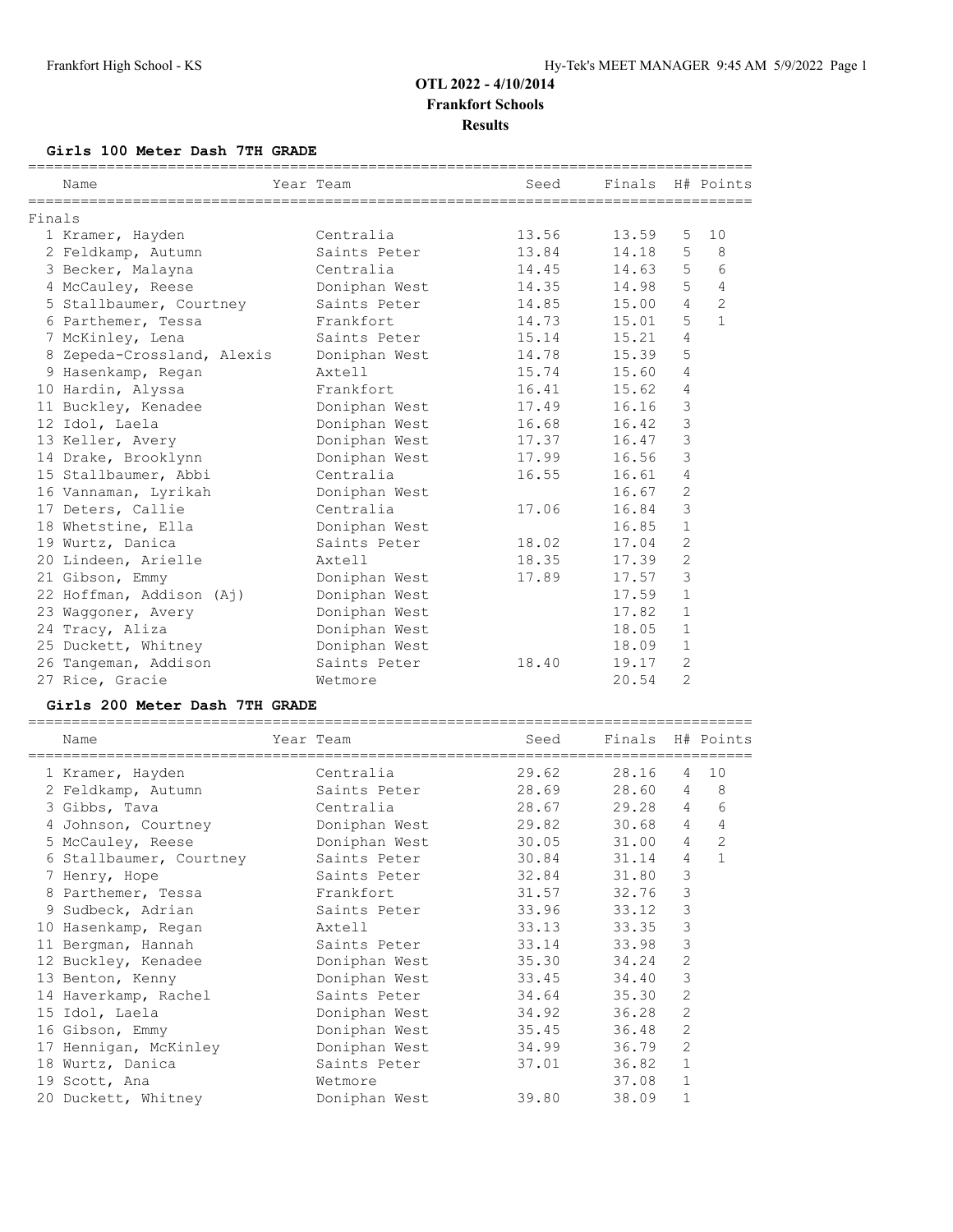# OTL 2022 - 4/10/2014

## Frankfort Schools

### Results

#### Girls 100 Meter Dash 7TH GRADE

Finals

| Name | Year | Team | Seed | Finals | H# | Points |
|---|---|---|---|---|---|---|
| 1 Kramer, Hayden | | Centralia | 13.56 | 13.59 | 5 | 10 |
| 2 Feldkamp, Autumn | | Saints Peter | 13.84 | 14.18 | 5 | 8 |
| 3 Becker, Malayna | | Centralia | 14.45 | 14.63 | 5 | 6 |
| 4 McCauley, Reese | | Doniphan West | 14.35 | 14.98 | 5 | 4 |
| 5 Stallbaumer, Courtney | | Saints Peter | 14.85 | 15.00 | 4 | 2 |
| 6 Parthemer, Tessa | | Frankfort | 14.73 | 15.01 | 5 | 1 |
| 7 McKinley, Lena | | Saints Peter | 15.14 | 15.21 | 4 | |
| 8 Zepeda-Crossland, Alexis | | Doniphan West | 14.78 | 15.39 | 5 | |
| 9 Hasenkamp, Regan | | Axtell | 15.74 | 15.60 | 4 | |
| 10 Hardin, Alyssa | | Frankfort | 16.41 | 15.62 | 4 | |
| 11 Buckley, Kenadee | | Doniphan West | 17.49 | 16.16 | 3 | |
| 12 Idol, Laela | | Doniphan West | 16.68 | 16.42 | 3 | |
| 13 Keller, Avery | | Doniphan West | 17.37 | 16.47 | 3 | |
| 14 Drake, Brooklynn | | Doniphan West | 17.99 | 16.56 | 3 | |
| 15 Stallbaumer, Abbi | | Centralia | 16.55 | 16.61 | 4 | |
| 16 Vannaman, Lyrikah | | Doniphan West | | 16.67 | 2 | |
| 17 Deters, Callie | | Centralia | 17.06 | 16.84 | 3 | |
| 18 Whetstine, Ella | | Doniphan West | | 16.85 | 1 | |
| 19 Wurtz, Danica | | Saints Peter | 18.02 | 17.04 | 2 | |
| 20 Lindeen, Arielle | | Axtell | 18.35 | 17.39 | 2 | |
| 21 Gibson, Emmy | | Doniphan West | 17.89 | 17.57 | 3 | |
| 22 Hoffman, Addison (Aj) | | Doniphan West | | 17.59 | 1 | |
| 23 Waggoner, Avery | | Doniphan West | | 17.82 | 1 | |
| 24 Tracy, Aliza | | Doniphan West | | 18.05 | 1 | |
| 25 Duckett, Whitney | | Doniphan West | | 18.09 | 1 | |
| 26 Tangeman, Addison | | Saints Peter | 18.40 | 19.17 | 2 | |
| 27 Rice, Gracie | | Wetmore | | 20.54 | 2 | |

#### Girls 200 Meter Dash 7TH GRADE

| Name | Year | Team | Seed | Finals | H# | Points |
|---|---|---|---|---|---|---|
| 1 Kramer, Hayden | | Centralia | 29.62 | 28.16 | 4 | 10 |
| 2 Feldkamp, Autumn | | Saints Peter | 28.69 | 28.60 | 4 | 8 |
| 3 Gibbs, Tava | | Centralia | 28.67 | 29.28 | 4 | 6 |
| 4 Johnson, Courtney | | Doniphan West | 29.82 | 30.68 | 4 | 4 |
| 5 McCauley, Reese | | Doniphan West | 30.05 | 31.00 | 4 | 2 |
| 6 Stallbaumer, Courtney | | Saints Peter | 30.84 | 31.14 | 4 | 1 |
| 7 Henry, Hope | | Saints Peter | 32.84 | 31.80 | 3 | |
| 8 Parthemer, Tessa | | Frankfort | 31.57 | 32.76 | 3 | |
| 9 Sudbeck, Adrian | | Saints Peter | 33.96 | 33.12 | 3 | |
| 10 Hasenkamp, Regan | | Axtell | 33.13 | 33.35 | 3 | |
| 11 Bergman, Hannah | | Saints Peter | 33.14 | 33.98 | 3 | |
| 12 Buckley, Kenadee | | Doniphan West | 35.30 | 34.24 | 2 | |
| 13 Benton, Kenny | | Doniphan West | 33.45 | 34.40 | 3 | |
| 14 Haverkamp, Rachel | | Saints Peter | 34.64 | 35.30 | 2 | |
| 15 Idol, Laela | | Doniphan West | 34.92 | 36.28 | 2 | |
| 16 Gibson, Emmy | | Doniphan West | 35.45 | 36.48 | 2 | |
| 17 Hennigan, McKinley | | Doniphan West | 34.99 | 36.79 | 2 | |
| 18 Wurtz, Danica | | Saints Peter | 37.01 | 36.82 | 1 | |
| 19 Scott, Ana | | Wetmore | | 37.08 | 1 | |
| 20 Duckett, Whitney | | Doniphan West | 39.80 | 38.09 | 1 | |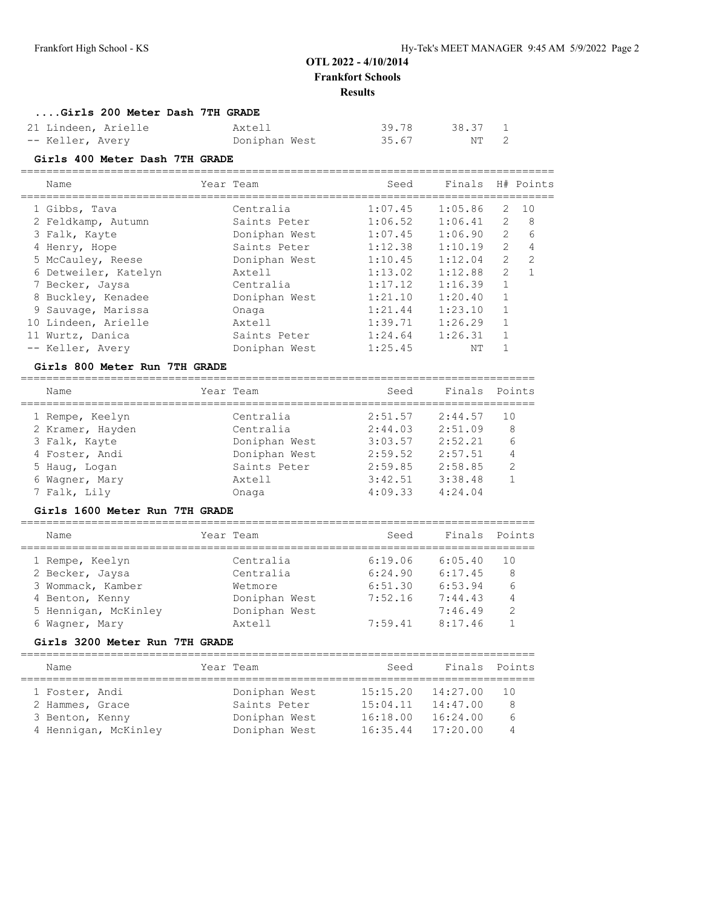**OTL 2022 - 4/10/2014**
**Frankfort Schools**
**Results**

### ....Girls 200 Meter Dash 7TH GRADE

| Place | Name | Year | Team | Seed | Finals | H# |
|---|---|---|---|---|---|---|
| 21 | Lindeen, Arielle | | Axtell | 39.78 | 38.37 | 1 |
| -- | Keller, Avery | | Doniphan West | 35.67 | NT | 2 |

### Girls 400 Meter Dash 7TH GRADE

| Place | Name | Year | Team | Seed | Finals | H# | Points |
|---|---|---|---|---|---|---|---|
| 1 | Gibbs, Tava | | Centralia | 1:07.45 | 1:05.86 | 2 | 10 |
| 2 | Feldkamp, Autumn | | Saints Peter | 1:06.52 | 1:06.41 | 2 | 8 |
| 3 | Falk, Kayte | | Doniphan West | 1:07.45 | 1:06.90 | 2 | 6 |
| 4 | Henry, Hope | | Saints Peter | 1:12.38 | 1:10.19 | 2 | 4 |
| 5 | McCauley, Reese | | Doniphan West | 1:10.45 | 1:12.04 | 2 | 2 |
| 6 | Detweiler, Katelyn | | Axtell | 1:13.02 | 1:12.88 | 2 | 1 |
| 7 | Becker, Jaysa | | Centralia | 1:17.12 | 1:16.39 | 1 | |
| 8 | Buckley, Kenadee | | Doniphan West | 1:21.10 | 1:20.40 | 1 | |
| 9 | Sauvage, Marissa | | Onaga | 1:21.44 | 1:23.10 | 1 | |
| 10 | Lindeen, Arielle | | Axtell | 1:39.71 | 1:26.29 | 1 | |
| 11 | Wurtz, Danica | | Saints Peter | 1:24.64 | 1:26.31 | 1 | |
| -- | Keller, Avery | | Doniphan West | 1:25.45 | NT | 1 | |

### Girls 800 Meter Run 7TH GRADE

| Place | Name | Year | Team | Seed | Finals | Points |
|---|---|---|---|---|---|---|
| 1 | Rempe, Keelyn | | Centralia | 2:51.57 | 2:44.57 | 10 |
| 2 | Kramer, Hayden | | Centralia | 2:44.03 | 2:51.09 | 8 |
| 3 | Falk, Kayte | | Doniphan West | 3:03.57 | 2:52.21 | 6 |
| 4 | Foster, Andi | | Doniphan West | 2:59.52 | 2:57.51 | 4 |
| 5 | Haug, Logan | | Saints Peter | 2:59.85 | 2:58.85 | 2 |
| 6 | Wagner, Mary | | Axtell | 3:42.51 | 3:38.48 | 1 |
| 7 | Falk, Lily | | Onaga | 4:09.33 | 4:24.04 | |

### Girls 1600 Meter Run 7TH GRADE

| Place | Name | Year | Team | Seed | Finals | Points |
|---|---|---|---|---|---|---|
| 1 | Rempe, Keelyn | | Centralia | 6:19.06 | 6:05.40 | 10 |
| 2 | Becker, Jaysa | | Centralia | 6:24.90 | 6:17.45 | 8 |
| 3 | Wommack, Kamber | | Wetmore | 6:51.30 | 6:53.94 | 6 |
| 4 | Benton, Kenny | | Doniphan West | 7:52.16 | 7:44.43 | 4 |
| 5 | Hennigan, McKinley | | Doniphan West | | 7:46.49 | 2 |
| 6 | Wagner, Mary | | Axtell | 7:59.41 | 8:17.46 | 1 |

### Girls 3200 Meter Run 7TH GRADE

| Place | Name | Year | Team | Seed | Finals | Points |
|---|---|---|---|---|---|---|
| 1 | Foster, Andi | | Doniphan West | 15:15.20 | 14:27.00 | 10 |
| 2 | Hammes, Grace | | Saints Peter | 15:04.11 | 14:47.00 | 8 |
| 3 | Benton, Kenny | | Doniphan West | 16:18.00 | 16:24.00 | 6 |
| 4 | Hennigan, McKinley | | Doniphan West | 16:35.44 | 17:20.00 | 4 |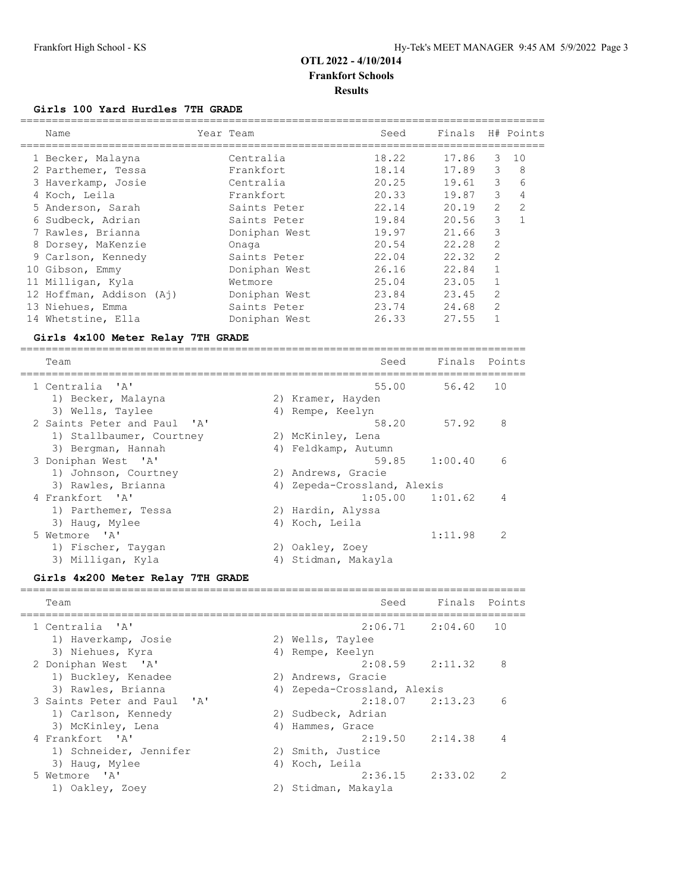# OTL 2022 - 4/10/2014
## Frankfort Schools
### Results

**Girls 100 Yard Hurdles 7TH GRADE**

| | Name | Year | Team | Seed | Finals | H# | Points |
|---|---|---|---|---|---|---|---|
| 1 | Becker, Malayna | | Centralia | 18.22 | 17.86 | 3 | 10 |
| 2 | Parthemer, Tessa | | Frankfort | 18.14 | 17.89 | 3 | 8 |
| 3 | Haverkamp, Josie | | Centralia | 20.25 | 19.61 | 3 | 6 |
| 4 | Koch, Leila | | Frankfort | 20.33 | 19.87 | 3 | 4 |
| 5 | Anderson, Sarah | | Saints Peter | 22.14 | 20.19 | 2 | 2 |
| 6 | Sudbeck, Adrian | | Saints Peter | 19.84 | 20.56 | 3 | 1 |
| 7 | Rawles, Brianna | | Doniphan West | 19.97 | 21.66 | 3 | |
| 8 | Dorsey, MaKenzie | | Onaga | 20.54 | 22.28 | 2 | |
| 9 | Carlson, Kennedy | | Saints Peter | 22.04 | 22.32 | 2 | |
| 10 | Gibson, Emmy | | Doniphan West | 26.16 | 22.84 | 1 | |
| 11 | Milligan, Kyla | | Wetmore | 25.04 | 23.05 | 1 | |
| 12 | Hoffman, Addison (Aj) | | Doniphan West | 23.84 | 23.45 | 2 | |
| 13 | Niehues, Emma | | Saints Peter | 23.74 | 24.68 | 2 | |
| 14 | Whetstine, Ella | | Doniphan West | 26.33 | 27.55 | 1 | |

**Girls 4x100 Meter Relay 7TH GRADE**

| | Team | | Seed | Finals | Points |
|---|---|---|---|---|---|
| 1 | Centralia 'A' | | 55.00 | 56.42 | 10 |
| | 1) Becker, Malayna | 2) Kramer, Hayden | | | |
| | 3) Wells, Taylee | 4) Rempe, Keelyn | | | |
| 2 | Saints Peter and Paul 'A' | | 58.20 | 57.92 | 8 |
| | 1) Stallbaumer, Courtney | 2) McKinley, Lena | | | |
| | 3) Bergman, Hannah | 4) Feldkamp, Autumn | | | |
| 3 | Doniphan West 'A' | | 59.85 | 1:00.40 | 6 |
| | 1) Johnson, Courtney | 2) Andrews, Gracie | | | |
| | 3) Rawles, Brianna | 4) Zepeda-Crossland, Alexis | | | |
| 4 | Frankfort 'A' | | 1:05.00 | 1:01.62 | 4 |
| | 1) Parthemer, Tessa | 2) Hardin, Alyssa | | | |
| | 3) Haug, Mylee | 4) Koch, Leila | | | |
| 5 | Wetmore 'A' | | | 1:11.98 | 2 |
| | 1) Fischer, Taygan | 2) Oakley, Zoey | | | |
| | 3) Milligan, Kyla | 4) Stidman, Makayla | | | |

**Girls 4x200 Meter Relay 7TH GRADE**

| | Team | | Seed | Finals | Points |
|---|---|---|---|---|---|
| 1 | Centralia 'A' | | 2:06.71 | 2:04.60 | 10 |
| | 1) Haverkamp, Josie | 2) Wells, Taylee | | | |
| | 3) Niehues, Kyra | 4) Rempe, Keelyn | | | |
| 2 | Doniphan West 'A' | | 2:08.59 | 2:11.32 | 8 |
| | 1) Buckley, Kenadee | 2) Andrews, Gracie | | | |
| | 3) Rawles, Brianna | 4) Zepeda-Crossland, Alexis | | | |
| 3 | Saints Peter and Paul 'A' | | 2:18.07 | 2:13.23 | 6 |
| | 1) Carlson, Kennedy | 2) Sudbeck, Adrian | | | |
| | 3) McKinley, Lena | 4) Hammes, Grace | | | |
| 4 | Frankfort 'A' | | 2:19.50 | 2:14.38 | 4 |
| | 1) Schneider, Jennifer | 2) Smith, Justice | | | |
| | 3) Haug, Mylee | 4) Koch, Leila | | | |
| 5 | Wetmore 'A' | | 2:36.15 | 2:33.02 | 2 |
| | 1) Oakley, Zoey | 2) Stidman, Makayla | | | |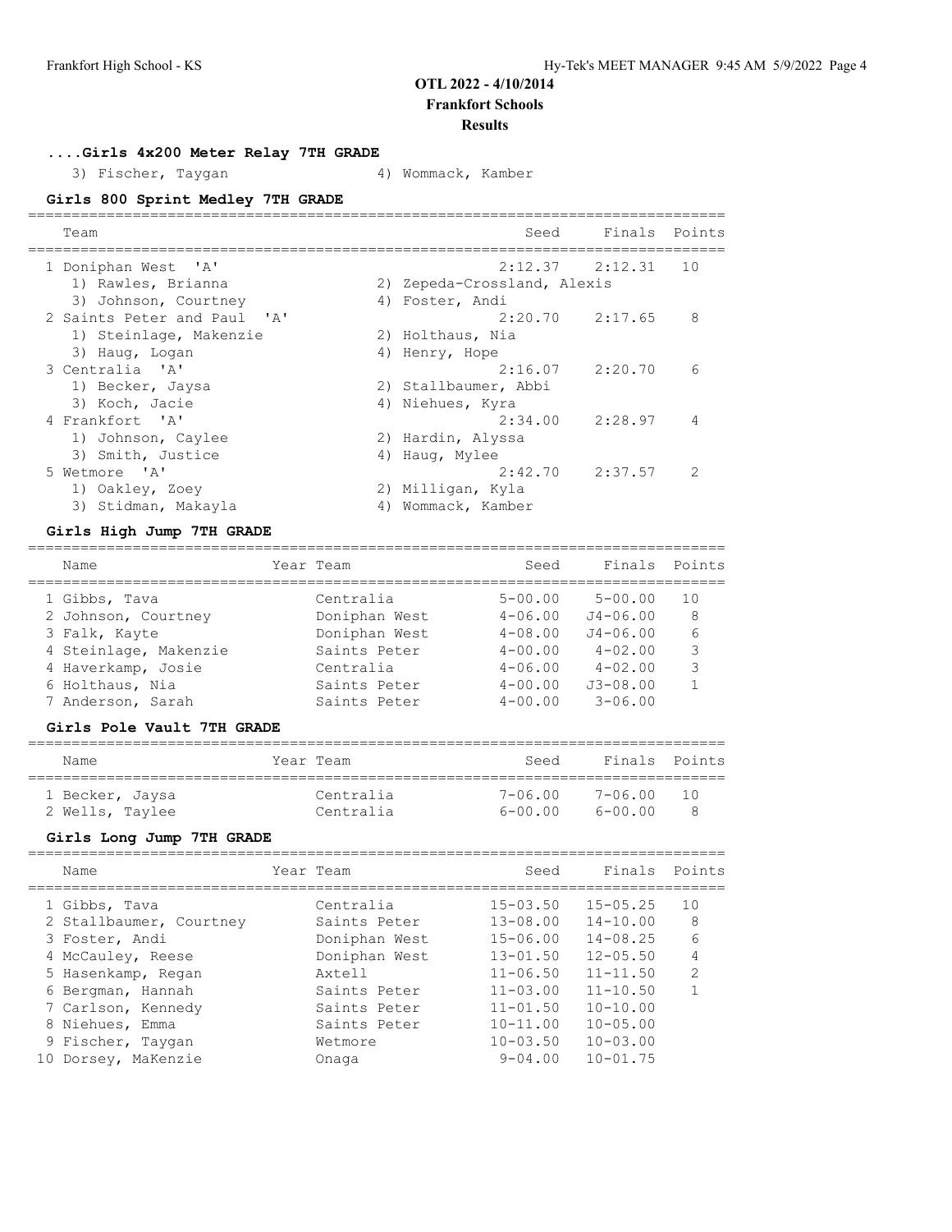# OTL 2022 - 4/10/2014
## Frankfort Schools
### Results

#### ....Girls 4x200 Meter Relay 7TH GRADE

3) Fischer, Taygan 4) Wommack, Kamber

#### Girls 800 Sprint Medley 7TH GRADE

| Team | Seed | Finals | Points |
|---|---|---|---|
| 1 Doniphan West 'A' | 2:12.37 | 2:12.31 | 10 |
| 1) Rawles, Brianna 2) Zepeda-Crossland, Alexis 3) Johnson, Courtney 4) Foster, Andi | | | |
| 2 Saints Peter and Paul 'A' | 2:20.70 | 2:17.65 | 8 |
| 1) Steinlage, Makenzie 2) Holthaus, Nia 3) Haug, Logan 4) Henry, Hope | | | |
| 3 Centralia 'A' | 2:16.07 | 2:20.70 | 6 |
| 1) Becker, Jaysa 2) Stallbaumer, Abbi 3) Koch, Jacie 4) Niehues, Kyra | | | |
| 4 Frankfort 'A' | 2:34.00 | 2:28.97 | 4 |
| 1) Johnson, Caylee 2) Hardin, Alyssa 3) Smith, Justice 4) Haug, Mylee | | | |
| 5 Wetmore 'A' | 2:42.70 | 2:37.57 | 2 |
| 1) Oakley, Zoey 2) Milligan, Kyla 3) Stidman, Makayla 4) Wommack, Kamber | | | |

#### Girls High Jump 7TH GRADE

| Name | Year | Team | Seed | Finals | Points |
|---|---|---|---|---|---|
| 1 Gibbs, Tava | | Centralia | 5-00.00 | 5-00.00 | 10 |
| 2 Johnson, Courtney | | Doniphan West | 4-06.00 | J4-06.00 | 8 |
| 3 Falk, Kayte | | Doniphan West | 4-08.00 | J4-06.00 | 6 |
| 4 Steinlage, Makenzie | | Saints Peter | 4-00.00 | 4-02.00 | 3 |
| 4 Haverkamp, Josie | | Centralia | 4-06.00 | 4-02.00 | 3 |
| 6 Holthaus, Nia | | Saints Peter | 4-00.00 | J3-08.00 | 1 |
| 7 Anderson, Sarah | | Saints Peter | 4-00.00 | 3-06.00 | |

#### Girls Pole Vault 7TH GRADE

| Name | Year | Team | Seed | Finals | Points |
|---|---|---|---|---|---|
| 1 Becker, Jaysa | | Centralia | 7-06.00 | 7-06.00 | 10 |
| 2 Wells, Taylee | | Centralia | 6-00.00 | 6-00.00 | 8 |

#### Girls Long Jump 7TH GRADE

| Name | Year | Team | Seed | Finals | Points |
|---|---|---|---|---|---|
| 1 Gibbs, Tava | | Centralia | 15-03.50 | 15-05.25 | 10 |
| 2 Stallbaumer, Courtney | | Saints Peter | 13-08.00 | 14-10.00 | 8 |
| 3 Foster, Andi | | Doniphan West | 15-06.00 | 14-08.25 | 6 |
| 4 McCauley, Reese | | Doniphan West | 13-01.50 | 12-05.50 | 4 |
| 5 Hasenkamp, Regan | | Axtell | 11-06.50 | 11-11.50 | 2 |
| 6 Bergman, Hannah | | Saints Peter | 11-03.00 | 11-10.50 | 1 |
| 7 Carlson, Kennedy | | Saints Peter | 11-01.50 | 10-10.00 | |
| 8 Niehues, Emma | | Saints Peter | 10-11.00 | 10-05.00 | |
| 9 Fischer, Taygan | | Wetmore | 10-03.50 | 10-03.00 | |
| 10 Dorsey, MaKenzie | | Onaga | 9-04.00 | 10-01.75 | |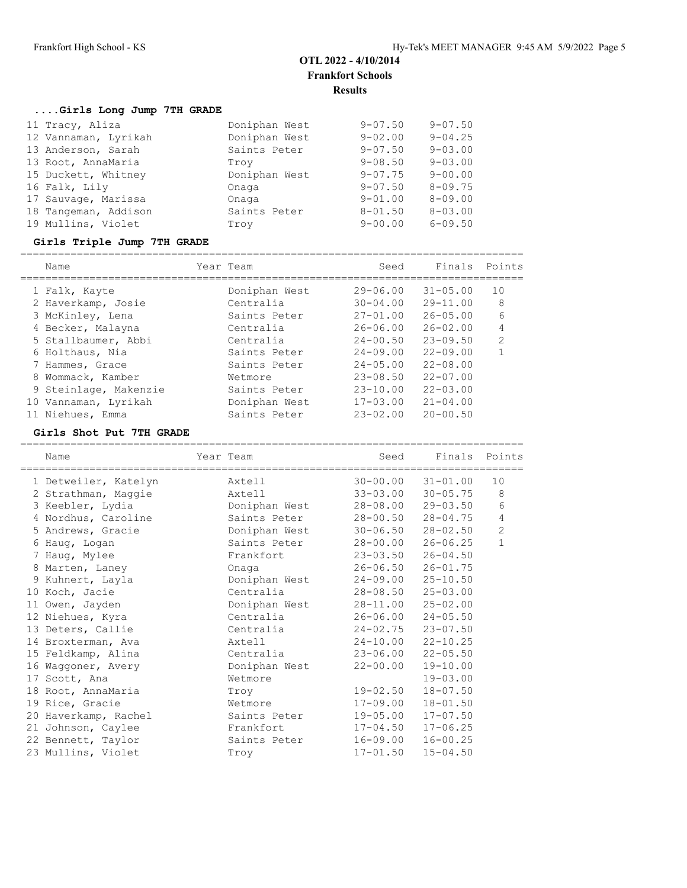# OTL 2022 - 4/10/2014
## Frankfort Schools
### Results

#### ....Girls Long Jump 7TH GRADE

| Name | Year Team | Seed | Finals | Points |
|---|---|---|---|---|
| 11 Tracy, Aliza | Doniphan West | 9-07.50 | 9-07.50 | |
| 12 Vannaman, Lyrikah | Doniphan West | 9-02.00 | 9-04.25 | |
| 13 Anderson, Sarah | Saints Peter | 9-07.50 | 9-03.00 | |
| 13 Root, AnnaMaria | Troy | 9-08.50 | 9-03.00 | |
| 15 Duckett, Whitney | Doniphan West | 9-07.75 | 9-00.00 | |
| 16 Falk, Lily | Onaga | 9-07.50 | 8-09.75 | |
| 17 Sauvage, Marissa | Onaga | 9-01.00 | 8-09.00 | |
| 18 Tangeman, Addison | Saints Peter | 8-01.50 | 8-03.00 | |
| 19 Mullins, Violet | Troy | 9-00.00 | 6-09.50 | |

#### Girls Triple Jump 7TH GRADE

| Name | Year Team | Seed | Finals | Points |
|---|---|---|---|---|
| 1 Falk, Kayte | Doniphan West | 29-06.00 | 31-05.00 | 10 |
| 2 Haverkamp, Josie | Centralia | 30-04.00 | 29-11.00 | 8 |
| 3 McKinley, Lena | Saints Peter | 27-01.00 | 26-05.00 | 6 |
| 4 Becker, Malayna | Centralia | 26-06.00 | 26-02.00 | 4 |
| 5 Stallbaumer, Abbi | Centralia | 24-00.50 | 23-09.50 | 2 |
| 6 Holthaus, Nia | Saints Peter | 24-09.00 | 22-09.00 | 1 |
| 7 Hammes, Grace | Saints Peter | 24-05.00 | 22-08.00 | |
| 8 Wommack, Kamber | Wetmore | 23-08.50 | 22-07.00 | |
| 9 Steinlage, Makenzie | Saints Peter | 23-10.00 | 22-03.00 | |
| 10 Vannaman, Lyrikah | Doniphan West | 17-03.00 | 21-04.00 | |
| 11 Niehues, Emma | Saints Peter | 23-02.00 | 20-00.50 | |

#### Girls Shot Put 7TH GRADE

| Name | Year Team | Seed | Finals | Points |
|---|---|---|---|---|
| 1 Detweiler, Katelyn | Axtell | 30-00.00 | 31-01.00 | 10 |
| 2 Strathman, Maggie | Axtell | 33-03.00 | 30-05.75 | 8 |
| 3 Keebler, Lydia | Doniphan West | 28-08.00 | 29-03.50 | 6 |
| 4 Nordhus, Caroline | Saints Peter | 28-00.50 | 28-04.75 | 4 |
| 5 Andrews, Gracie | Doniphan West | 30-06.50 | 28-02.50 | 2 |
| 6 Haug, Logan | Saints Peter | 28-00.00 | 26-06.25 | 1 |
| 7 Haug, Mylee | Frankfort | 23-03.50 | 26-04.50 | |
| 8 Marten, Laney | Onaga | 26-06.50 | 26-01.75 | |
| 9 Kuhnert, Layla | Doniphan West | 24-09.00 | 25-10.50 | |
| 10 Koch, Jacie | Centralia | 28-08.50 | 25-03.00 | |
| 11 Owen, Jayden | Doniphan West | 28-11.00 | 25-02.00 | |
| 12 Niehues, Kyra | Centralia | 26-06.00 | 24-05.50 | |
| 13 Deters, Callie | Centralia | 24-02.75 | 23-07.50 | |
| 14 Broxterman, Ava | Axtell | 24-10.00 | 22-10.25 | |
| 15 Feldkamp, Alina | Centralia | 23-06.00 | 22-05.50 | |
| 16 Waggoner, Avery | Doniphan West | 22-00.00 | 19-10.00 | |
| 17 Scott, Ana | Wetmore | | 19-03.00 | |
| 18 Root, AnnaMaria | Troy | 19-02.50 | 18-07.50 | |
| 19 Rice, Gracie | Wetmore | 17-09.00 | 18-01.50 | |
| 20 Haverkamp, Rachel | Saints Peter | 19-05.00 | 17-07.50 | |
| 21 Johnson, Caylee | Frankfort | 17-04.50 | 17-06.25 | |
| 22 Bennett, Taylor | Saints Peter | 16-09.00 | 16-00.25 | |
| 23 Mullins, Violet | Troy | 17-01.50 | 15-04.50 | |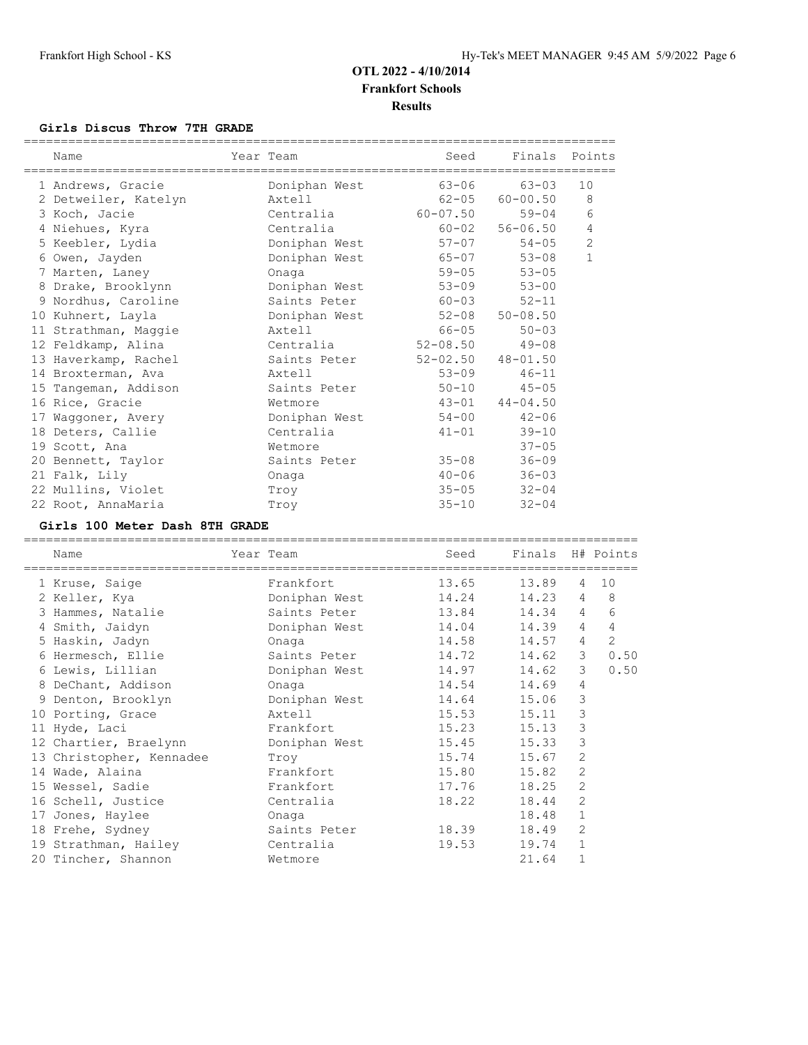# OTL 2022 - 4/10/2014

**Frankfort Schools**

**Results**

### Girls Discus Throw 7TH GRADE

| Name | Year | Team | Seed | Finals | Points |
|---|---|---|---|---|---|
| 1 Andrews, Gracie | | Doniphan West | 63-06 | 63-03 | 10 |
| 2 Detweiler, Katelyn | | Axtell | 62-05 | 60-00.50 | 8 |
| 3 Koch, Jacie | | Centralia | 60-07.50 | 59-04 | 6 |
| 4 Niehues, Kyra | | Centralia | 60-02 | 56-06.50 | 4 |
| 5 Keebler, Lydia | | Doniphan West | 57-07 | 54-05 | 2 |
| 6 Owen, Jayden | | Doniphan West | 65-07 | 53-08 | 1 |
| 7 Marten, Laney | | Onaga | 59-05 | 53-05 | |
| 8 Drake, Brooklynn | | Doniphan West | 53-09 | 53-00 | |
| 9 Nordhus, Caroline | | Saints Peter | 60-03 | 52-11 | |
| 10 Kuhnert, Layla | | Doniphan West | 52-08 | 50-08.50 | |
| 11 Strathman, Maggie | | Axtell | 66-05 | 50-03 | |
| 12 Feldkamp, Alina | | Centralia | 52-08.50 | 49-08 | |
| 13 Haverkamp, Rachel | | Saints Peter | 52-02.50 | 48-01.50 | |
| 14 Broxterman, Ava | | Axtell | 53-09 | 46-11 | |
| 15 Tangeman, Addison | | Saints Peter | 50-10 | 45-05 | |
| 16 Rice, Gracie | | Wetmore | 43-01 | 44-04.50 | |
| 17 Waggoner, Avery | | Doniphan West | 54-00 | 42-06 | |
| 18 Deters, Callie | | Centralia | 41-01 | 39-10 | |
| 19 Scott, Ana | | Wetmore | | 37-05 | |
| 20 Bennett, Taylor | | Saints Peter | 35-08 | 36-09 | |
| 21 Falk, Lily | | Onaga | 40-06 | 36-03 | |
| 22 Mullins, Violet | | Troy | 35-05 | 32-04 | |
| 22 Root, AnnaMaria | | Troy | 35-10 | 32-04 | |

### Girls 100 Meter Dash 8TH GRADE

| Name | Year | Team | Seed | Finals | H# | Points |
|---|---|---|---|---|---|---|
| 1 Kruse, Saige | | Frankfort | 13.65 | 13.89 | 4 | 10 |
| 2 Keller, Kya | | Doniphan West | 14.24 | 14.23 | 4 | 8 |
| 3 Hammes, Natalie | | Saints Peter | 13.84 | 14.34 | 4 | 6 |
| 4 Smith, Jaidyn | | Doniphan West | 14.04 | 14.39 | 4 | 4 |
| 5 Haskin, Jadyn | | Onaga | 14.58 | 14.57 | 4 | 2 |
| 6 Hermesch, Ellie | | Saints Peter | 14.72 | 14.62 | 3 | 0.50 |
| 6 Lewis, Lillian | | Doniphan West | 14.97 | 14.62 | 3 | 0.50 |
| 8 DeChant, Addison | | Onaga | 14.54 | 14.69 | 4 | |
| 9 Denton, Brooklyn | | Doniphan West | 14.64 | 15.06 | 3 | |
| 10 Porting, Grace | | Axtell | 15.53 | 15.11 | 3 | |
| 11 Hyde, Laci | | Frankfort | 15.23 | 15.13 | 3 | |
| 12 Chartier, Braelynn | | Doniphan West | 15.45 | 15.33 | 3 | |
| 13 Christopher, Kennadee | | Troy | 15.74 | 15.67 | 2 | |
| 14 Wade, Alaina | | Frankfort | 15.80 | 15.82 | 2 | |
| 15 Wessel, Sadie | | Frankfort | 17.76 | 18.25 | 2 | |
| 16 Schell, Justice | | Centralia | 18.22 | 18.44 | 2 | |
| 17 Jones, Haylee | | Onaga | | 18.48 | 1 | |
| 18 Frehe, Sydney | | Saints Peter | 18.39 | 18.49 | 2 | |
| 19 Strathman, Hailey | | Centralia | 19.53 | 19.74 | 1 | |
| 20 Tincher, Shannon | | Wetmore | | 21.64 | 1 | |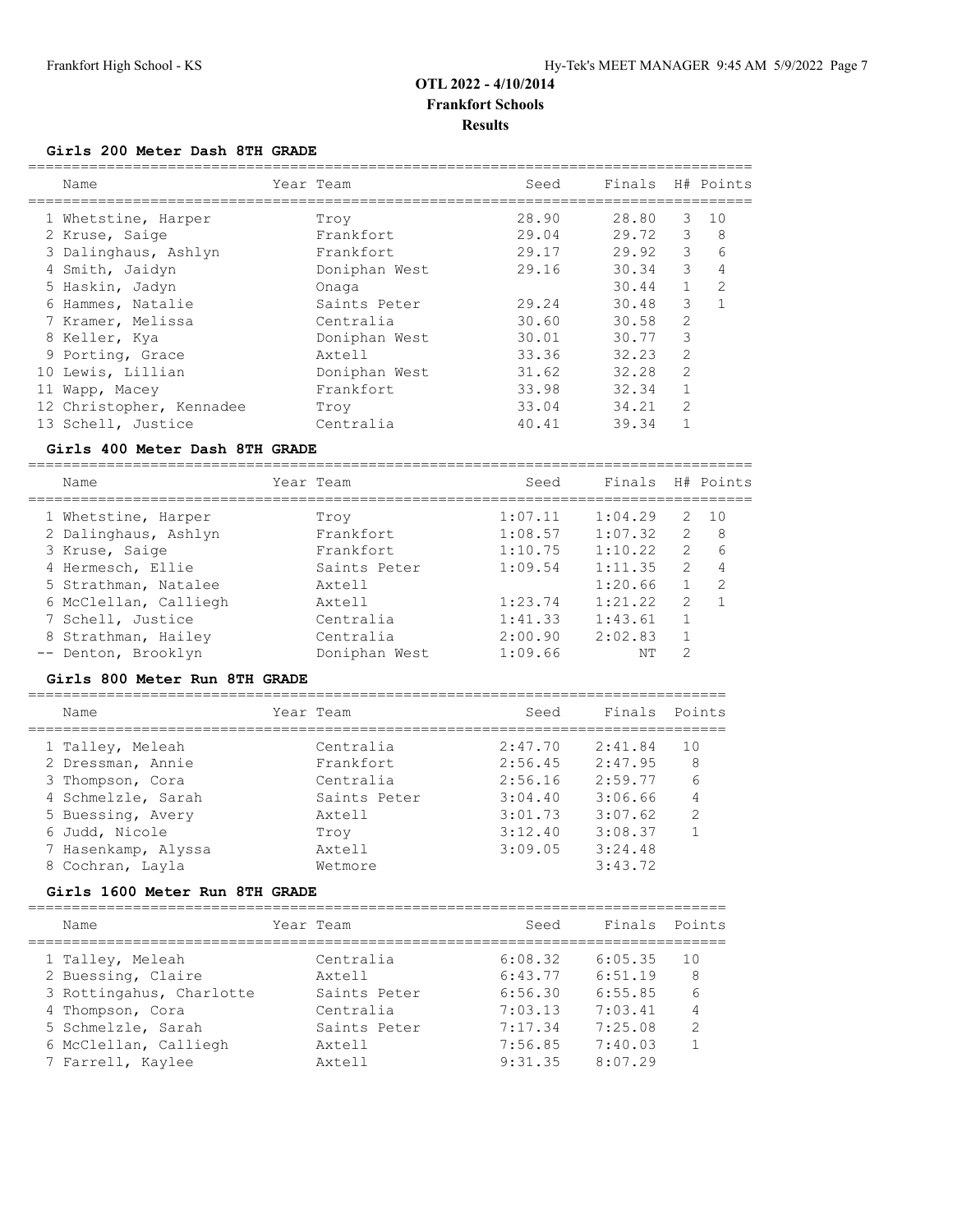# OTL 2022 - 4/10/2014
## Frankfort Schools
## Results

### Girls 200 Meter Dash 8TH GRADE

| | Name | Year | Team | Seed | Finals | H# | Points |
|---|---|---|---|---|---|---|---|
| 1 | Whetstine, Harper | | Troy | 28.90 | 28.80 | 3 | 10 |
| 2 | Kruse, Saige | | Frankfort | 29.04 | 29.72 | 3 | 8 |
| 3 | Dalinghaus, Ashlyn | | Frankfort | 29.17 | 29.92 | 3 | 6 |
| 4 | Smith, Jaidyn | | Doniphan West | 29.16 | 30.34 | 3 | 4 |
| 5 | Haskin, Jadyn | | Onaga | | 30.44 | 1 | 2 |
| 6 | Hammes, Natalie | | Saints Peter | 29.24 | 30.48 | 3 | 1 |
| 7 | Kramer, Melissa | | Centralia | 30.60 | 30.58 | 2 | |
| 8 | Keller, Kya | | Doniphan West | 30.01 | 30.77 | 3 | |
| 9 | Porting, Grace | | Axtell | 33.36 | 32.23 | 2 | |
| 10 | Lewis, Lillian | | Doniphan West | 31.62 | 32.28 | 2 | |
| 11 | Wapp, Macey | | Frankfort | 33.98 | 32.34 | 1 | |
| 12 | Christopher, Kennadee | | Troy | 33.04 | 34.21 | 2 | |
| 13 | Schell, Justice | | Centralia | 40.41 | 39.34 | 1 | |

### Girls 400 Meter Dash 8TH GRADE

| | Name | Year | Team | Seed | Finals | H# | Points |
|---|---|---|---|---|---|---|---|
| 1 | Whetstine, Harper | | Troy | 1:07.11 | 1:04.29 | 2 | 10 |
| 2 | Dalinghaus, Ashlyn | | Frankfort | 1:08.57 | 1:07.32 | 2 | 8 |
| 3 | Kruse, Saige | | Frankfort | 1:10.75 | 1:10.22 | 2 | 6 |
| 4 | Hermesch, Ellie | | Saints Peter | 1:09.54 | 1:11.35 | 2 | 4 |
| 5 | Strathman, Natalee | | Axtell | | 1:20.66 | 1 | 2 |
| 6 | McClellan, Calliegh | | Axtell | 1:23.74 | 1:21.22 | 2 | 1 |
| 7 | Schell, Justice | | Centralia | 1:41.33 | 1:43.61 | 1 | |
| 8 | Strathman, Hailey | | Centralia | 2:00.90 | 2:02.83 | 1 | |
| -- | Denton, Brooklyn | | Doniphan West | 1:09.66 | NT | 2 | |

### Girls 800 Meter Run 8TH GRADE

| | Name | Year | Team | Seed | Finals | Points |
|---|---|---|---|---|---|---|
| 1 | Talley, Meleah | | Centralia | 2:47.70 | 2:41.84 | 10 |
| 2 | Dressman, Annie | | Frankfort | 2:56.45 | 2:47.95 | 8 |
| 3 | Thompson, Cora | | Centralia | 2:56.16 | 2:59.77 | 6 |
| 4 | Schmelzle, Sarah | | Saints Peter | 3:04.40 | 3:06.66 | 4 |
| 5 | Buessing, Avery | | Axtell | 3:01.73 | 3:07.62 | 2 |
| 6 | Judd, Nicole | | Troy | 3:12.40 | 3:08.37 | 1 |
| 7 | Hasenkamp, Alyssa | | Axtell | 3:09.05 | 3:24.48 | |
| 8 | Cochran, Layla | | Wetmore | | 3:43.72 | |

### Girls 1600 Meter Run 8TH GRADE

| | Name | Year | Team | Seed | Finals | Points |
|---|---|---|---|---|---|---|
| 1 | Talley, Meleah | | Centralia | 6:08.32 | 6:05.35 | 10 |
| 2 | Buessing, Claire | | Axtell | 6:43.77 | 6:51.19 | 8 |
| 3 | Rottingahus, Charlotte | | Saints Peter | 6:56.30 | 6:55.85 | 6 |
| 4 | Thompson, Cora | | Centralia | 7:03.13 | 7:03.41 | 4 |
| 5 | Schmelzle, Sarah | | Saints Peter | 7:17.34 | 7:25.08 | 2 |
| 6 | McClellan, Calliegh | | Axtell | 7:56.85 | 7:40.03 | 1 |
| 7 | Farrell, Kaylee | | Axtell | 9:31.35 | 8:07.29 | |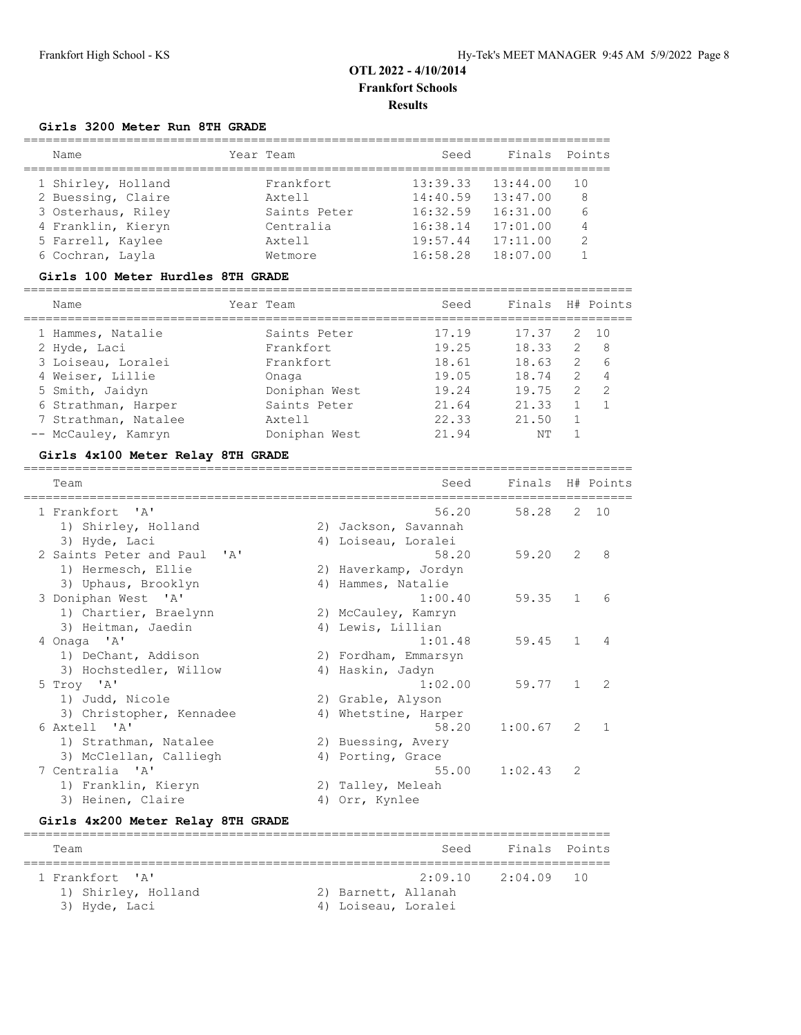# OTL 2022 - 4/10/2014

## Frankfort Schools

## Results

### Girls 3200 Meter Run 8TH GRADE

| Name | Year | Team | Seed | Finals | Points |
|---|---|---|---|---|---|
| 1 Shirley, Holland | | Frankfort | 13:39.33 | 13:44.00 | 10 |
| 2 Buessing, Claire | | Axtell | 14:40.59 | 13:47.00 | 8 |
| 3 Osterhaus, Riley | | Saints Peter | 16:32.59 | 16:31.00 | 6 |
| 4 Franklin, Kieryn | | Centralia | 16:38.14 | 17:01.00 | 4 |
| 5 Farrell, Kaylee | | Axtell | 19:57.44 | 17:11.00 | 2 |
| 6 Cochran, Layla | | Wetmore | 16:58.28 | 18:07.00 | 1 |

### Girls 100 Meter Hurdles 8TH GRADE

| Name | Year | Team | Seed | Finals | H# | Points |
|---|---|---|---|---|---|---|
| 1 Hammes, Natalie | | Saints Peter | 17.19 | 17.37 | 2 | 10 |
| 2 Hyde, Laci | | Frankfort | 19.25 | 18.33 | 2 | 8 |
| 3 Loiseau, Loralei | | Frankfort | 18.61 | 18.63 | 2 | 6 |
| 4 Weiser, Lillie | | Onaga | 19.05 | 18.74 | 2 | 4 |
| 5 Smith, Jaidyn | | Doniphan West | 19.24 | 19.75 | 2 | 2 |
| 6 Strathman, Harper | | Saints Peter | 21.64 | 21.33 | 1 | 1 |
| 7 Strathman, Natalee | | Axtell | 22.33 | 21.50 | 1 | |
| -- McCauley, Kamryn | | Doniphan West | 21.94 | NT | 1 | |

### Girls 4x100 Meter Relay 8TH GRADE

| Team | Seed | Finals | H# | Points |
|---|---|---|---|---|
| 1 Frankfort 'A' | 56.20 | 58.28 | 2 | 10 |
| 1) Shirley, Holland; 2) Jackson, Savannah; 3) Hyde, Laci; 4) Loiseau, Loralei | | | | |
| 2 Saints Peter and Paul 'A' | 58.20 | 59.20 | 2 | 8 |
| 1) Hermesch, Ellie; 2) Haverkamp, Jordyn; 3) Uphaus, Brooklyn; 4) Hammes, Natalie | | | | |
| 3 Doniphan West 'A' | 1:00.40 | 59.35 | 1 | 6 |
| 1) Chartier, Braelynn; 2) McCauley, Kamryn; 3) Heitman, Jaedin; 4) Lewis, Lillian | | | | |
| 4 Onaga 'A' | 1:01.48 | 59.45 | 1 | 4 |
| 1) DeChant, Addison; 2) Fordham, Emmarsyn; 3) Hochstedler, Willow; 4) Haskin, Jadyn | | | | |
| 5 Troy 'A' | 1:02.00 | 59.77 | 1 | 2 |
| 1) Judd, Nicole; 2) Grable, Alyson; 3) Christopher, Kennadee; 4) Whetstine, Harper | | | | |
| 6 Axtell 'A' | 58.20 | 1:00.67 | 2 | 1 |
| 1) Strathman, Natalee; 2) Buessing, Avery; 3) McClellan, Calliegh; 4) Porting, Grace | | | | |
| 7 Centralia 'A' | 55.00 | 1:02.43 | 2 | |
| 1) Franklin, Kieryn; 2) Talley, Meleah; 3) Heinen, Claire; 4) Orr, Kynlee | | | | |

### Girls 4x200 Meter Relay 8TH GRADE

| Team | Seed | Finals | Points |
|---|---|---|---|
| 1 Frankfort 'A' | 2:09.10 | 2:04.09 | 10 |
| 1) Shirley, Holland; 2) Barnett, Allanah; 3) Hyde, Laci; 4) Loiseau, Loralei | | | |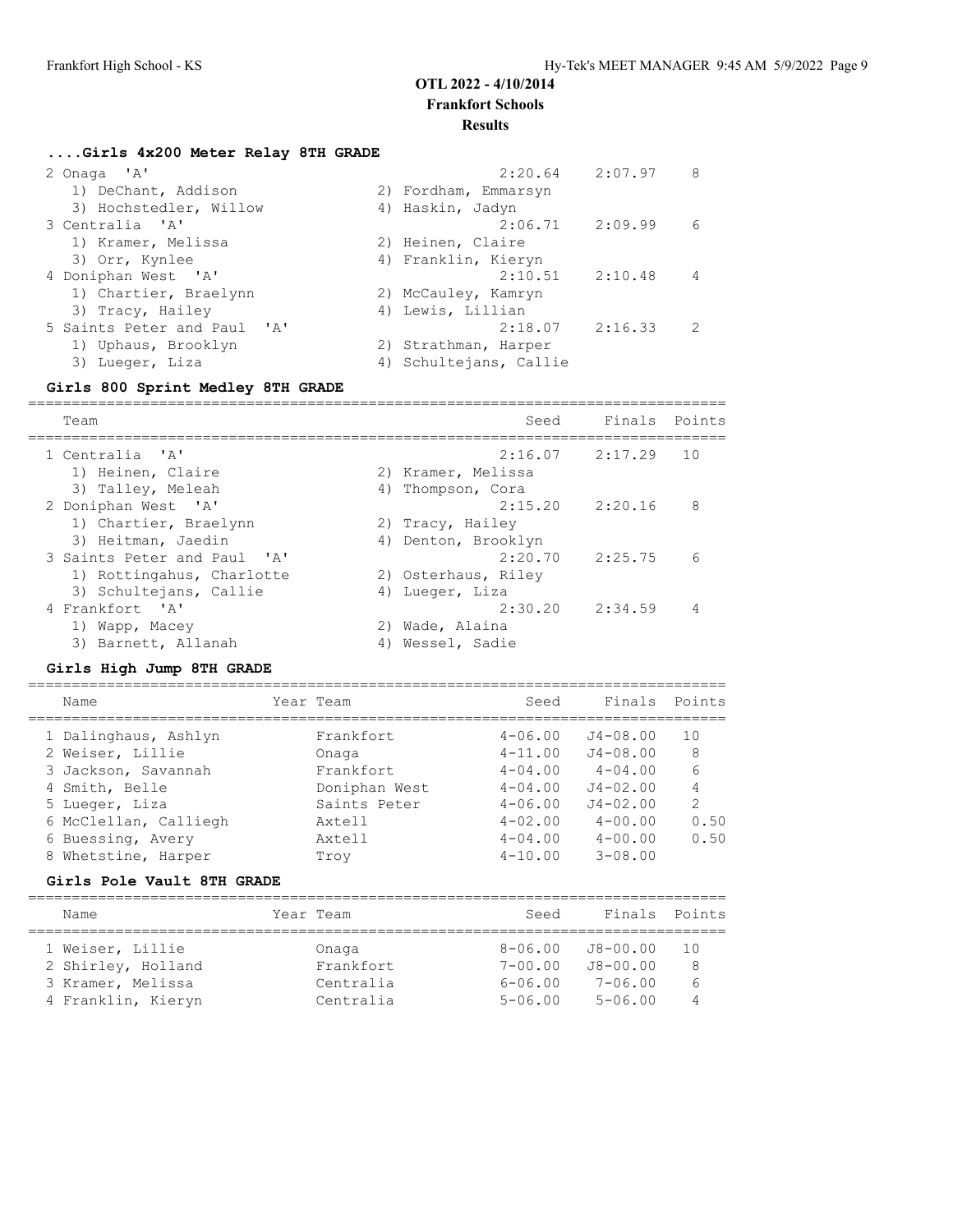# OTL 2022 - 4/10/2014

**Frankfort Schools**

**Results**

### ....Girls 4x200 Meter Relay 8TH GRADE

| Team | Seed | Finals | Points |
|---|---|---|---|
| 2 Onaga 'A' | 2:20.64 | 2:07.97 | 8 |
| 1) DeChant, Addison 2) Fordham, Emmarsyn 3) Hochstedler, Willow 4) Haskin, Jadyn | | | |
| 3 Centralia 'A' | 2:06.71 | 2:09.99 | 6 |
| 1) Kramer, Melissa 2) Heinen, Claire 3) Orr, Kynlee 4) Franklin, Kieryn | | | |
| 4 Doniphan West 'A' | 2:10.51 | 2:10.48 | 4 |
| 1) Chartier, Braelynn 2) McCauley, Kamryn 3) Tracy, Hailey 4) Lewis, Lillian | | | |
| 5 Saints Peter and Paul 'A' | 2:18.07 | 2:16.33 | 2 |
| 1) Uphaus, Brooklyn 2) Strathman, Harper 3) Lueger, Liza 4) Schultejans, Callie | | | |

### Girls 800 Sprint Medley 8TH GRADE

| Team | Seed | Finals | Points |
|---|---|---|---|
| 1 Centralia 'A' | 2:16.07 | 2:17.29 | 10 |
| 1) Heinen, Claire 2) Kramer, Melissa 3) Talley, Meleah 4) Thompson, Cora | | | |
| 2 Doniphan West 'A' | 2:15.20 | 2:20.16 | 8 |
| 1) Chartier, Braelynn 2) Tracy, Hailey 3) Heitman, Jaedin 4) Denton, Brooklyn | | | |
| 3 Saints Peter and Paul 'A' | 2:20.70 | 2:25.75 | 6 |
| 1) Rottingahus, Charlotte 2) Osterhaus, Riley 3) Schultejans, Callie 4) Lueger, Liza | | | |
| 4 Frankfort 'A' | 2:30.20 | 2:34.59 | 4 |
| 1) Wapp, Macey 2) Wade, Alaina 3) Barnett, Allanah 4) Wessel, Sadie | | | |

### Girls High Jump 8TH GRADE

| Name | Year | Team | Seed | Finals | Points |
|---|---|---|---|---|---|
| 1 Dalinghaus, Ashlyn | | Frankfort | 4-06.00 | J4-08.00 | 10 |
| 2 Weiser, Lillie | | Onaga | 4-11.00 | J4-08.00 | 8 |
| 3 Jackson, Savannah | | Frankfort | 4-04.00 | 4-04.00 | 6 |
| 4 Smith, Belle | | Doniphan West | 4-04.00 | J4-02.00 | 4 |
| 5 Lueger, Liza | | Saints Peter | 4-06.00 | J4-02.00 | 2 |
| 6 McClellan, Calliegh | | Axtell | 4-02.00 | 4-00.00 | 0.50 |
| 6 Buessing, Avery | | Axtell | 4-04.00 | 4-00.00 | 0.50 |
| 8 Whetstine, Harper | | Troy | 4-10.00 | 3-08.00 | |

### Girls Pole Vault 8TH GRADE

| Name | Year | Team | Seed | Finals | Points |
|---|---|---|---|---|---|
| 1 Weiser, Lillie | | Onaga | 8-06.00 | J8-00.00 | 10 |
| 2 Shirley, Holland | | Frankfort | 7-00.00 | J8-00.00 | 8 |
| 3 Kramer, Melissa | | Centralia | 6-06.00 | 7-06.00 | 6 |
| 4 Franklin, Kieryn | | Centralia | 5-06.00 | 5-06.00 | 4 |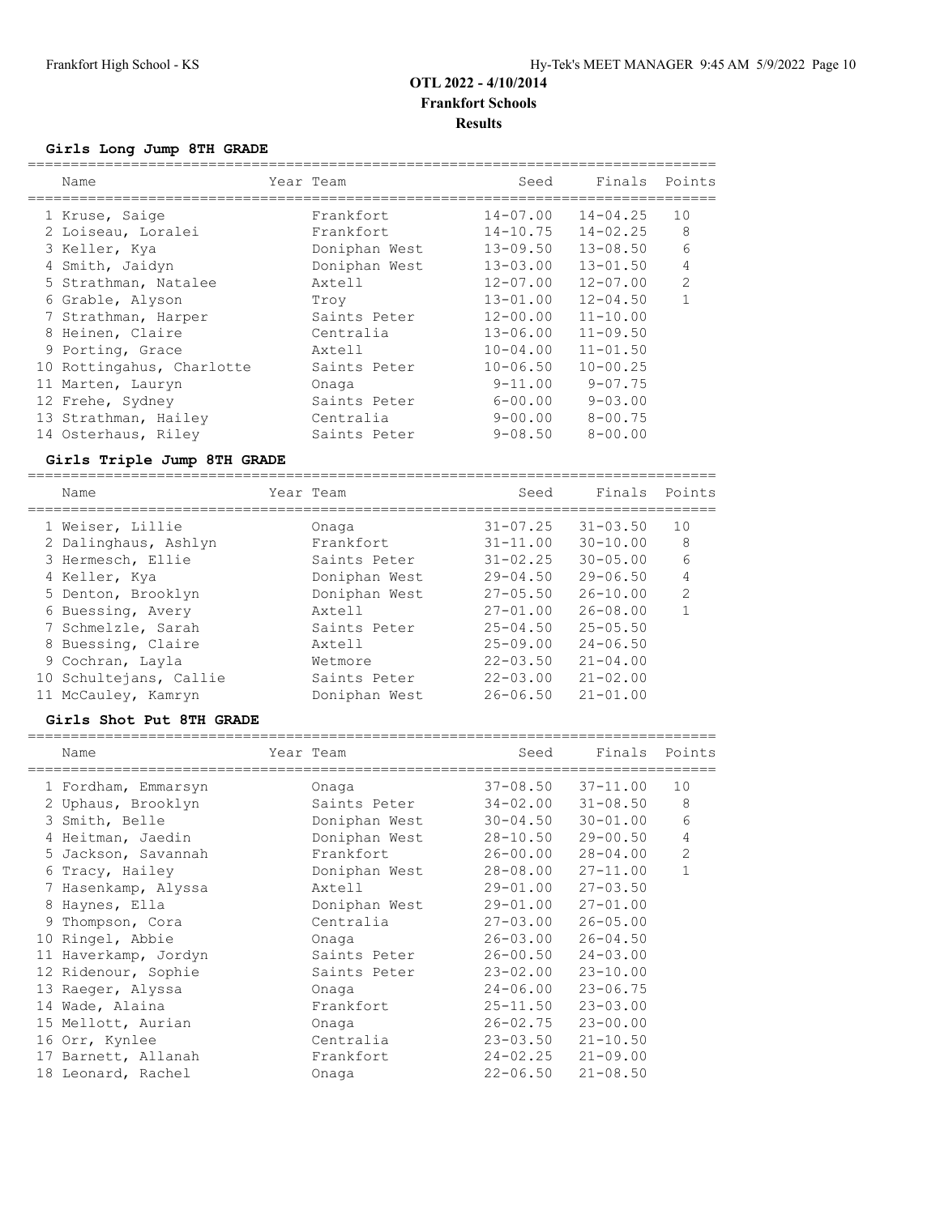# OTL 2022 - 4/10/2014
## Frankfort Schools
### Results

#### Girls Long Jump 8TH GRADE

| Name | Year | Team | Seed | Finals | Points |
|---|---|---|---|---|---|
| 1 Kruse, Saige | | Frankfort | 14-07.00 | 14-04.25 | 10 |
| 2 Loiseau, Loralei | | Frankfort | 14-10.75 | 14-02.25 | 8 |
| 3 Keller, Kya | | Doniphan West | 13-09.50 | 13-08.50 | 6 |
| 4 Smith, Jaidyn | | Doniphan West | 13-03.00 | 13-01.50 | 4 |
| 5 Strathman, Natalee | | Axtell | 12-07.00 | 12-07.00 | 2 |
| 6 Grable, Alyson | | Troy | 13-01.00 | 12-04.50 | 1 |
| 7 Strathman, Harper | | Saints Peter | 12-00.00 | 11-10.00 | |
| 8 Heinen, Claire | | Centralia | 13-06.00 | 11-09.50 | |
| 9 Porting, Grace | | Axtell | 10-04.00 | 11-01.50 | |
| 10 Rottingahus, Charlotte | | Saints Peter | 10-06.50 | 10-00.25 | |
| 11 Marten, Lauryn | | Onaga | 9-11.00 | 9-07.75 | |
| 12 Frehe, Sydney | | Saints Peter | 6-00.00 | 9-03.00 | |
| 13 Strathman, Hailey | | Centralia | 9-00.00 | 8-00.75 | |
| 14 Osterhaus, Riley | | Saints Peter | 9-08.50 | 8-00.00 | |

#### Girls Triple Jump 8TH GRADE

| Name | Year | Team | Seed | Finals | Points |
|---|---|---|---|---|---|
| 1 Weiser, Lillie | | Onaga | 31-07.25 | 31-03.50 | 10 |
| 2 Dalinghaus, Ashlyn | | Frankfort | 31-11.00 | 30-10.00 | 8 |
| 3 Hermesch, Ellie | | Saints Peter | 31-02.25 | 30-05.00 | 6 |
| 4 Keller, Kya | | Doniphan West | 29-04.50 | 29-06.50 | 4 |
| 5 Denton, Brooklyn | | Doniphan West | 27-05.50 | 26-10.00 | 2 |
| 6 Buessing, Avery | | Axtell | 27-01.00 | 26-08.00 | 1 |
| 7 Schmelzle, Sarah | | Saints Peter | 25-04.50 | 25-05.50 | |
| 8 Buessing, Claire | | Axtell | 25-09.00 | 24-06.50 | |
| 9 Cochran, Layla | | Wetmore | 22-03.50 | 21-04.00 | |
| 10 Schultejans, Callie | | Saints Peter | 22-03.00 | 21-02.00 | |
| 11 McCauley, Kamryn | | Doniphan West | 26-06.50 | 21-01.00 | |

#### Girls Shot Put 8TH GRADE

| Name | Year | Team | Seed | Finals | Points |
|---|---|---|---|---|---|
| 1 Fordham, Emmarsyn | | Onaga | 37-08.50 | 37-11.00 | 10 |
| 2 Uphaus, Brooklyn | | Saints Peter | 34-02.00 | 31-08.50 | 8 |
| 3 Smith, Belle | | Doniphan West | 30-04.50 | 30-01.00 | 6 |
| 4 Heitman, Jaedin | | Doniphan West | 28-10.50 | 29-00.50 | 4 |
| 5 Jackson, Savannah | | Frankfort | 26-00.00 | 28-04.00 | 2 |
| 6 Tracy, Hailey | | Doniphan West | 28-08.00 | 27-11.00 | 1 |
| 7 Hasenkamp, Alyssa | | Axtell | 29-01.00 | 27-03.50 | |
| 8 Haynes, Ella | | Doniphan West | 29-01.00 | 27-01.00 | |
| 9 Thompson, Cora | | Centralia | 27-03.00 | 26-05.00 | |
| 10 Ringel, Abbie | | Onaga | 26-03.00 | 26-04.50 | |
| 11 Haverkamp, Jordyn | | Saints Peter | 26-00.50 | 24-03.00 | |
| 12 Ridenour, Sophie | | Saints Peter | 23-02.00 | 23-10.00 | |
| 13 Raeger, Alyssa | | Onaga | 24-06.00 | 23-06.75 | |
| 14 Wade, Alaina | | Frankfort | 25-11.50 | 23-03.00 | |
| 15 Mellott, Aurian | | Onaga | 26-02.75 | 23-00.00 | |
| 16 Orr, Kynlee | | Centralia | 23-03.50 | 21-10.50 | |
| 17 Barnett, Allanah | | Frankfort | 24-02.25 | 21-09.00 | |
| 18 Leonard, Rachel | | Onaga | 22-06.50 | 21-08.50 | |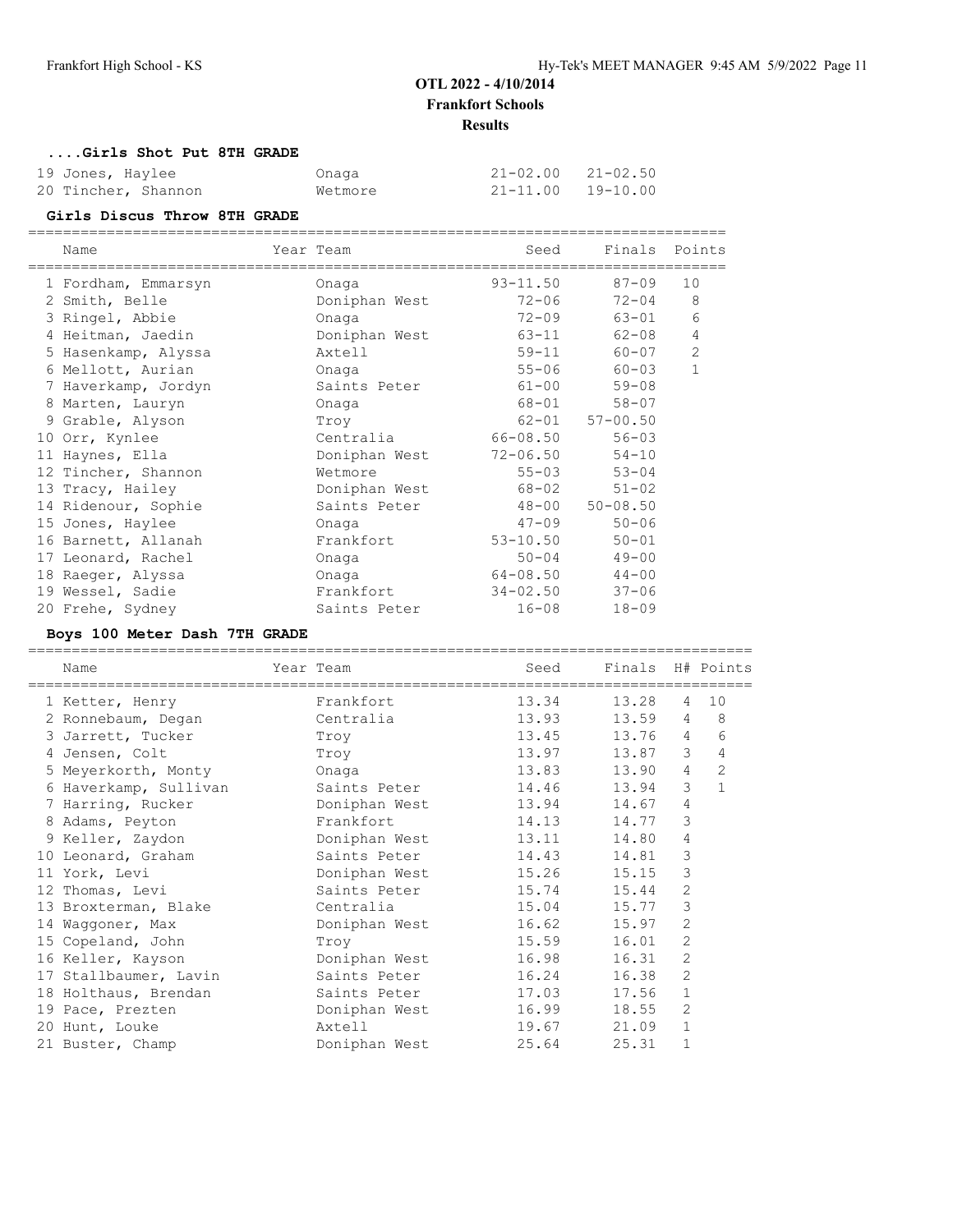## OTL 2022 - 4/10/2014

**Frankfort Schools**

**Results**

### ....Girls Shot Put 8TH GRADE

| Name | Year Team | Seed | Finals | Points |
|---|---|---|---|---|
| 19 Jones, Haylee | Onaga | 21-02.00 | 21-02.50 | |
| 20 Tincher, Shannon | Wetmore | 21-11.00 | 19-10.00 | |

### Girls Discus Throw 8TH GRADE

| Name | Year Team | Seed | Finals | Points |
|---|---|---|---|---|
| 1 Fordham, Emmarsyn | Onaga | 93-11.50 | 87-09 | 10 |
| 2 Smith, Belle | Doniphan West | 72-06 | 72-04 | 8 |
| 3 Ringel, Abbie | Onaga | 72-09 | 63-01 | 6 |
| 4 Heitman, Jaedin | Doniphan West | 63-11 | 62-08 | 4 |
| 5 Hasenkamp, Alyssa | Axtell | 59-11 | 60-07 | 2 |
| 6 Mellott, Aurian | Onaga | 55-06 | 60-03 | 1 |
| 7 Haverkamp, Jordyn | Saints Peter | 61-00 | 59-08 | |
| 8 Marten, Lauryn | Onaga | 68-01 | 58-07 | |
| 9 Grable, Alyson | Troy | 62-01 | 57-00.50 | |
| 10 Orr, Kynlee | Centralia | 66-08.50 | 56-03 | |
| 11 Haynes, Ella | Doniphan West | 72-06.50 | 54-10 | |
| 12 Tincher, Shannon | Wetmore | 55-03 | 53-04 | |
| 13 Tracy, Hailey | Doniphan West | 68-02 | 51-02 | |
| 14 Ridenour, Sophie | Saints Peter | 48-00 | 50-08.50 | |
| 15 Jones, Haylee | Onaga | 47-09 | 50-06 | |
| 16 Barnett, Allanah | Frankfort | 53-10.50 | 50-01 | |
| 17 Leonard, Rachel | Onaga | 50-04 | 49-00 | |
| 18 Raeger, Alyssa | Onaga | 64-08.50 | 44-00 | |
| 19 Wessel, Sadie | Frankfort | 34-02.50 | 37-06 | |
| 20 Frehe, Sydney | Saints Peter | 16-08 | 18-09 | |

### Boys 100 Meter Dash 7TH GRADE

| Name | Year Team | Seed | Finals | H# | Points |
|---|---|---|---|---|---|
| 1 Ketter, Henry | Frankfort | 13.34 | 13.28 | 4 | 10 |
| 2 Ronnebaum, Degan | Centralia | 13.93 | 13.59 | 4 | 8 |
| 3 Jarrett, Tucker | Troy | 13.45 | 13.76 | 4 | 6 |
| 4 Jensen, Colt | Troy | 13.97 | 13.87 | 3 | 4 |
| 5 Meyerkorth, Monty | Onaga | 13.83 | 13.90 | 4 | 2 |
| 6 Haverkamp, Sullivan | Saints Peter | 14.46 | 13.94 | 3 | 1 |
| 7 Harring, Rucker | Doniphan West | 13.94 | 14.67 | 4 | |
| 8 Adams, Peyton | Frankfort | 14.13 | 14.77 | 3 | |
| 9 Keller, Zaydon | Doniphan West | 13.11 | 14.80 | 4 | |
| 10 Leonard, Graham | Saints Peter | 14.43 | 14.81 | 3 | |
| 11 York, Levi | Doniphan West | 15.26 | 15.15 | 3 | |
| 12 Thomas, Levi | Saints Peter | 15.74 | 15.44 | 2 | |
| 13 Broxterman, Blake | Centralia | 15.04 | 15.77 | 3 | |
| 14 Waggoner, Max | Doniphan West | 16.62 | 15.97 | 2 | |
| 15 Copeland, John | Troy | 15.59 | 16.01 | 2 | |
| 16 Keller, Kayson | Doniphan West | 16.98 | 16.31 | 2 | |
| 17 Stallbaumer, Lavin | Saints Peter | 16.24 | 16.38 | 2 | |
| 18 Holthaus, Brendan | Saints Peter | 17.03 | 17.56 | 1 | |
| 19 Pace, Prezten | Doniphan West | 16.99 | 18.55 | 2 | |
| 20 Hunt, Louke | Axtell | 19.67 | 21.09 | 1 | |
| 21 Buster, Champ | Doniphan West | 25.64 | 25.31 | 1 | |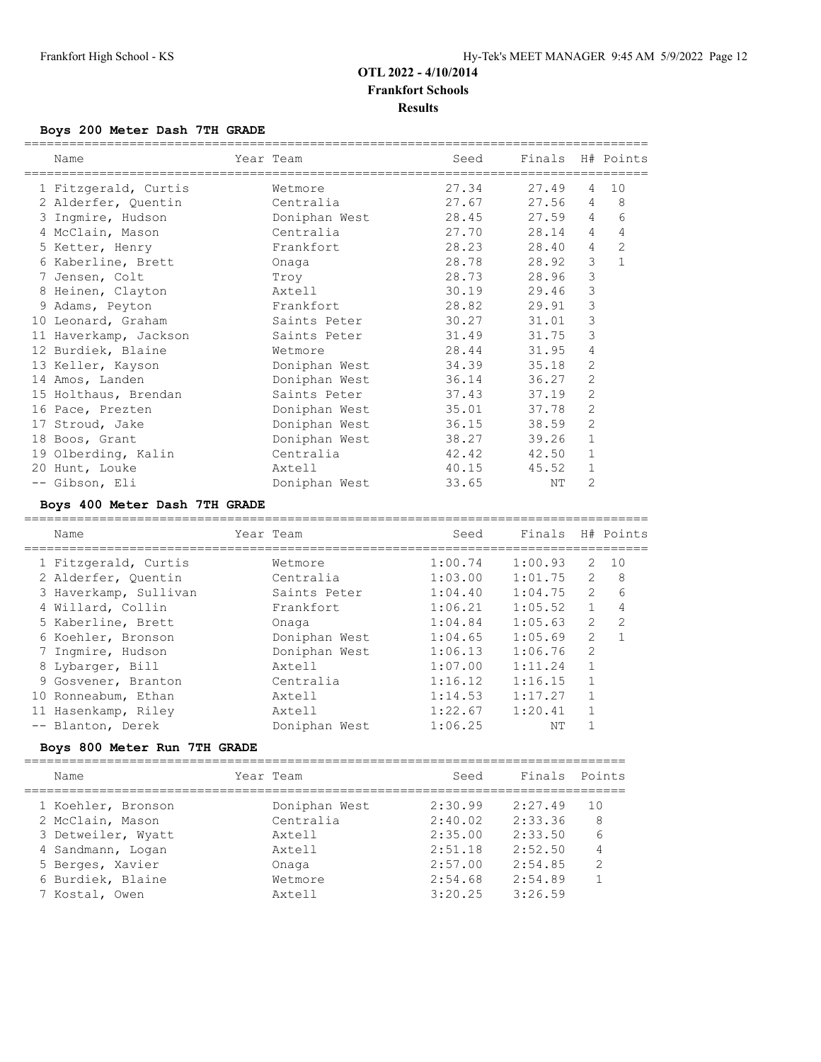# OTL 2022 - 4/10/2014
## Frankfort Schools
## Results

### Boys 200 Meter Dash 7TH GRADE

| | Name | Year | Team | Seed | Finals | H# | Points |
|---|---|---|---|---|---|---|---|
| 1 | Fitzgerald, Curtis | | Wetmore | 27.34 | 27.49 | 4 | 10 |
| 2 | Alderfer, Quentin | | Centralia | 27.67 | 27.56 | 4 | 8 |
| 3 | Ingmire, Hudson | | Doniphan West | 28.45 | 27.59 | 4 | 6 |
| 4 | McClain, Mason | | Centralia | 27.70 | 28.14 | 4 | 4 |
| 5 | Ketter, Henry | | Frankfort | 28.23 | 28.40 | 4 | 2 |
| 6 | Kaberline, Brett | | Onaga | 28.78 | 28.92 | 3 | 1 |
| 7 | Jensen, Colt | | Troy | 28.73 | 28.96 | 3 | |
| 8 | Heinen, Clayton | | Axtell | 30.19 | 29.46 | 3 | |
| 9 | Adams, Peyton | | Frankfort | 28.82 | 29.91 | 3 | |
| 10 | Leonard, Graham | | Saints Peter | 30.27 | 31.01 | 3 | |
| 11 | Haverkamp, Jackson | | Saints Peter | 31.49 | 31.75 | 3 | |
| 12 | Burdiek, Blaine | | Wetmore | 28.44 | 31.95 | 4 | |
| 13 | Keller, Kayson | | Doniphan West | 34.39 | 35.18 | 2 | |
| 14 | Amos, Landen | | Doniphan West | 36.14 | 36.27 | 2 | |
| 15 | Holthaus, Brendan | | Saints Peter | 37.43 | 37.19 | 2 | |
| 16 | Pace, Prezten | | Doniphan West | 35.01 | 37.78 | 2 | |
| 17 | Stroud, Jake | | Doniphan West | 36.15 | 38.59 | 2 | |
| 18 | Boos, Grant | | Doniphan West | 38.27 | 39.26 | 1 | |
| 19 | Olberding, Kalin | | Centralia | 42.42 | 42.50 | 1 | |
| 20 | Hunt, Louke | | Axtell | 40.15 | 45.52 | 1 | |
| -- | Gibson, Eli | | Doniphan West | 33.65 | NT | 2 | |

### Boys 400 Meter Dash 7TH GRADE

| | Name | Year | Team | Seed | Finals | H# | Points |
|---|---|---|---|---|---|---|---|
| 1 | Fitzgerald, Curtis | | Wetmore | 1:00.74 | 1:00.93 | 2 | 10 |
| 2 | Alderfer, Quentin | | Centralia | 1:03.00 | 1:01.75 | 2 | 8 |
| 3 | Haverkamp, Sullivan | | Saints Peter | 1:04.40 | 1:04.75 | 2 | 6 |
| 4 | Willard, Collin | | Frankfort | 1:06.21 | 1:05.52 | 1 | 4 |
| 5 | Kaberline, Brett | | Onaga | 1:04.84 | 1:05.63 | 2 | 2 |
| 6 | Koehler, Bronson | | Doniphan West | 1:04.65 | 1:05.69 | 2 | 1 |
| 7 | Ingmire, Hudson | | Doniphan West | 1:06.13 | 1:06.76 | 2 | |
| 8 | Lybarger, Bill | | Axtell | 1:07.00 | 1:11.24 | 1 | |
| 9 | Gosvener, Branton | | Centralia | 1:16.12 | 1:16.15 | 1 | |
| 10 | Ronneabum, Ethan | | Axtell | 1:14.53 | 1:17.27 | 1 | |
| 11 | Hasenkamp, Riley | | Axtell | 1:22.67 | 1:20.41 | 1 | |
| -- | Blanton, Derek | | Doniphan West | 1:06.25 | NT | 1 | |

### Boys 800 Meter Run 7TH GRADE

| | Name | Year | Team | Seed | Finals | Points |
|---|---|---|---|---|---|---|
| 1 | Koehler, Bronson | | Doniphan West | 2:30.99 | 2:27.49 | 10 |
| 2 | McClain, Mason | | Centralia | 2:40.02 | 2:33.36 | 8 |
| 3 | Detweiler, Wyatt | | Axtell | 2:35.00 | 2:33.50 | 6 |
| 4 | Sandmann, Logan | | Axtell | 2:51.18 | 2:52.50 | 4 |
| 5 | Berges, Xavier | | Onaga | 2:57.00 | 2:54.85 | 2 |
| 6 | Burdiek, Blaine | | Wetmore | 2:54.68 | 2:54.89 | 1 |
| 7 | Kostal, Owen | | Axtell | 3:20.25 | 3:26.59 | |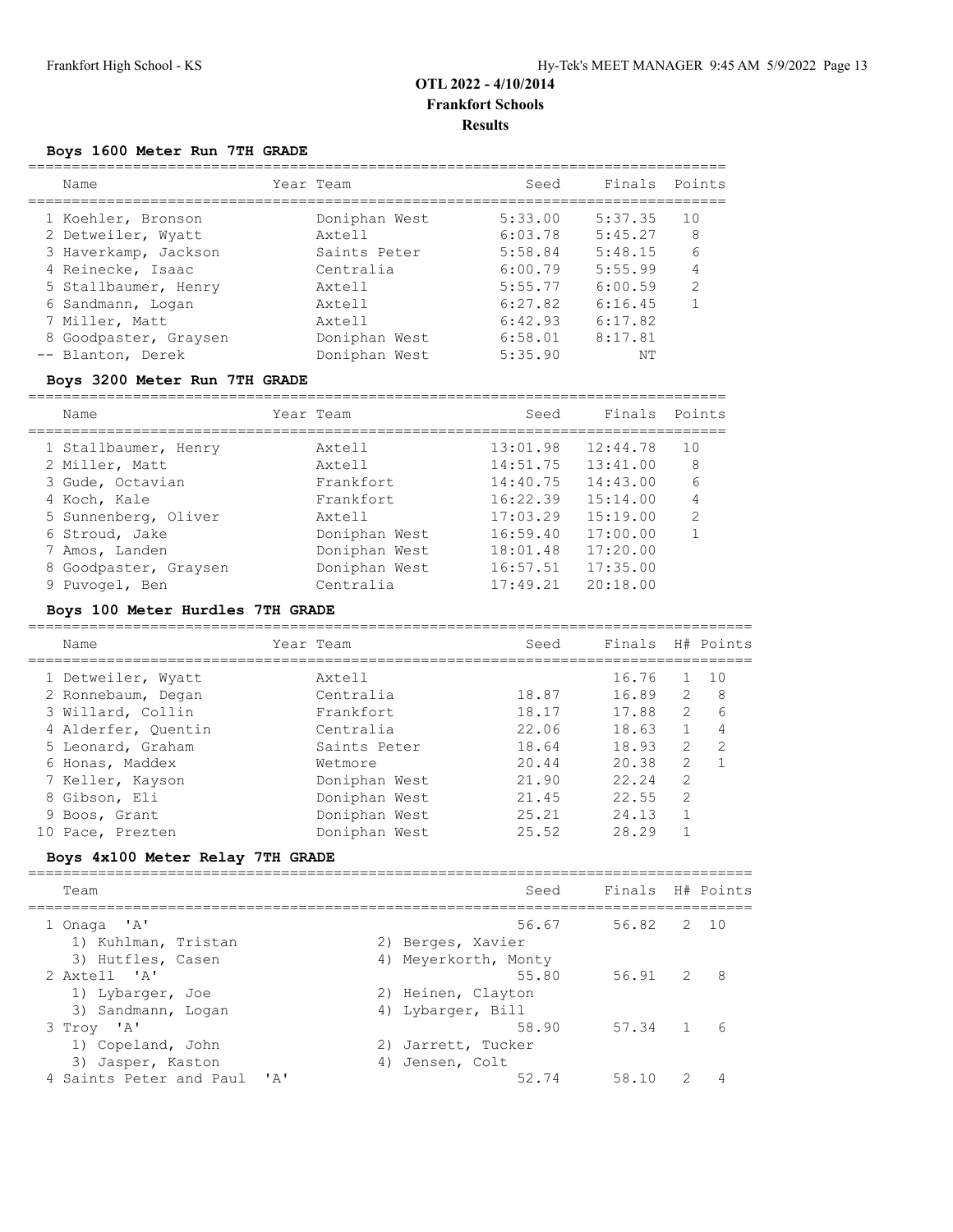# OTL 2022 - 4/10/2014
## Frankfort Schools
## Results

### Boys 1600 Meter Run 7TH GRADE

| | Name | Year | Team | Seed | Finals | Points |
|---|---|---|---|---|---|---|
| 1 | Koehler, Bronson | | Doniphan West | 5:33.00 | 5:37.35 | 10 |
| 2 | Detweiler, Wyatt | | Axtell | 6:03.78 | 5:45.27 | 8 |
| 3 | Haverkamp, Jackson | | Saints Peter | 5:58.84 | 5:48.15 | 6 |
| 4 | Reinecke, Isaac | | Centralia | 6:00.79 | 5:55.99 | 4 |
| 5 | Stallbaumer, Henry | | Axtell | 5:55.77 | 6:00.59 | 2 |
| 6 | Sandmann, Logan | | Axtell | 6:27.82 | 6:16.45 | 1 |
| 7 | Miller, Matt | | Axtell | 6:42.93 | 6:17.82 | |
| 8 | Goodpaster, Graysen | | Doniphan West | 6:58.01 | 8:17.81 | |
| -- | Blanton, Derek | | Doniphan West | 5:35.90 | NT | |

### Boys 3200 Meter Run 7TH GRADE

| | Name | Year | Team | Seed | Finals | Points |
|---|---|---|---|---|---|---|
| 1 | Stallbaumer, Henry | | Axtell | 13:01.98 | 12:44.78 | 10 |
| 2 | Miller, Matt | | Axtell | 14:51.75 | 13:41.00 | 8 |
| 3 | Gude, Octavian | | Frankfort | 14:40.75 | 14:43.00 | 6 |
| 4 | Koch, Kale | | Frankfort | 16:22.39 | 15:14.00 | 4 |
| 5 | Sunnenberg, Oliver | | Axtell | 17:03.29 | 15:19.00 | 2 |
| 6 | Stroud, Jake | | Doniphan West | 16:59.40 | 17:00.00 | 1 |
| 7 | Amos, Landen | | Doniphan West | 18:01.48 | 17:20.00 | |
| 8 | Goodpaster, Graysen | | Doniphan West | 16:57.51 | 17:35.00 | |
| 9 | Puvogel, Ben | | Centralia | 17:49.21 | 20:18.00 | |

### Boys 100 Meter Hurdles 7TH GRADE

| | Name | Year | Team | Seed | Finals | H# | Points |
|---|---|---|---|---|---|---|---|
| 1 | Detweiler, Wyatt | | Axtell | | 16.76 | 1 | 10 |
| 2 | Ronnebaum, Degan | | Centralia | 18.87 | 16.89 | 2 | 8 |
| 3 | Willard, Collin | | Frankfort | 18.17 | 17.88 | 2 | 6 |
| 4 | Alderfer, Quentin | | Centralia | 22.06 | 18.63 | 1 | 4 |
| 5 | Leonard, Graham | | Saints Peter | 18.64 | 18.93 | 2 | 2 |
| 6 | Honas, Maddex | | Wetmore | 20.44 | 20.38 | 2 | 1 |
| 7 | Keller, Kayson | | Doniphan West | 21.90 | 22.24 | 2 | |
| 8 | Gibson, Eli | | Doniphan West | 21.45 | 22.55 | 2 | |
| 9 | Boos, Grant | | Doniphan West | 25.21 | 24.13 | 1 | |
| 10 | Pace, Prezten | | Doniphan West | 25.52 | 28.29 | 1 | |

### Boys 4x100 Meter Relay 7TH GRADE

| | Team | Seed | Finals | H# | Points |
|---|---|---|---|---|---|
| 1 | Onaga 'A' | 56.67 | 56.82 | 2 | 10 |
| | 1) Kuhlman, Tristan; 2) Berges, Xavier; 3) Hutfles, Casen; 4) Meyerkorth, Monty | | | | |
| 2 | Axtell 'A' | 55.80 | 56.91 | 2 | 8 |
| | 1) Lybarger, Joe; 2) Heinen, Clayton; 3) Sandmann, Logan; 4) Lybarger, Bill | | | | |
| 3 | Troy 'A' | 58.90 | 57.34 | 1 | 6 |
| | 1) Copeland, John; 2) Jarrett, Tucker; 3) Jasper, Kaston; 4) Jensen, Colt | | | | |
| 4 | Saints Peter and Paul 'A' | 52.74 | 58.10 | 2 | 4 |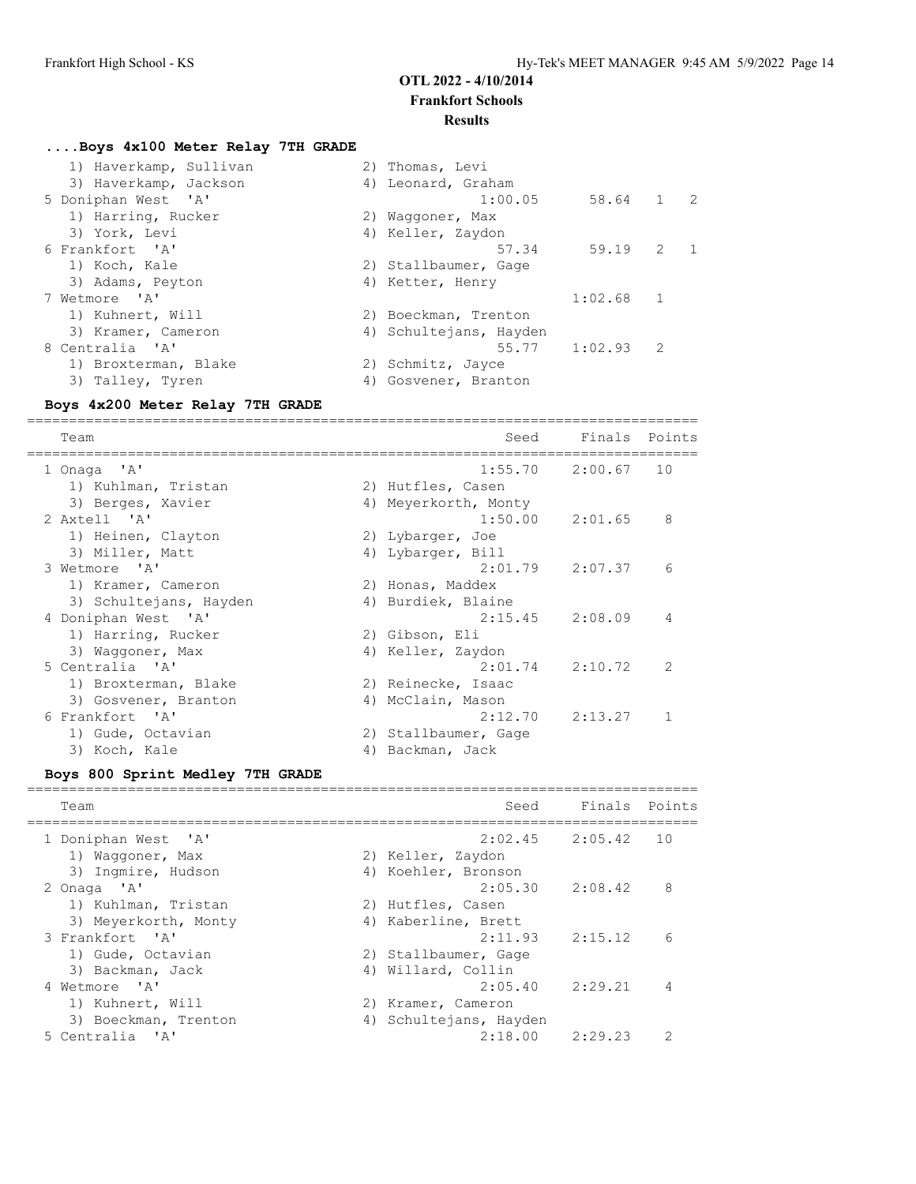# OTL 2022 - 4/10/2014

**Frankfort Schools**

**Results**

### ....Boys 4x100 Meter Relay 7TH GRADE

```
    1) Haverkamp, Sullivan            2) Thomas, Levi
    3) Haverkamp, Jackson             4) Leonard, Graham
  5 Doniphan West  'A'                         1:00.05       58.64   1   2
    1) Harring, Rucker                2) Waggoner, Max
    3) York, Levi                     4) Keller, Zaydon
  6 Frankfort  'A'                               57.34       59.19   2   1
    1) Koch, Kale                     2) Stallbaumer, Gage
    3) Adams, Peyton                  4) Ketter, Henry
  7 Wetmore  'A'                                           1:02.68   1
    1) Kuhnert, Will                  2) Boeckman, Trenton
    3) Kramer, Cameron                4) Schultejans, Hayden
  8 Centralia  'A'                               55.77     1:02.93   2
    1) Broxterman, Blake              2) Schmitz, Jayce
    3) Talley, Tyren                  4) Gosvener, Branton
```

### Boys 4x200 Meter Relay 7TH GRADE

```
================================================================================
    Team                                          Seed     Finals  Points
================================================================================
  1 Onaga  'A'                                 1:55.70    2:00.67   10
    1) Kuhlman, Tristan               2) Hutfles, Casen
    3) Berges, Xavier                 4) Meyerkorth, Monty
  2 Axtell  'A'                                1:50.00    2:01.65    8
    1) Heinen, Clayton                2) Lybarger, Joe
    3) Miller, Matt                   4) Lybarger, Bill
  3 Wetmore  'A'                               2:01.79    2:07.37    6
    1) Kramer, Cameron                2) Honas, Maddex
    3) Schultejans, Hayden            4) Burdiek, Blaine
  4 Doniphan West  'A'                         2:15.45    2:08.09    4
    1) Harring, Rucker                2) Gibson, Eli
    3) Waggoner, Max                  4) Keller, Zaydon
  5 Centralia  'A'                             2:01.74    2:10.72    2
    1) Broxterman, Blake              2) Reinecke, Isaac
    3) Gosvener, Branton              4) McClain, Mason
  6 Frankfort  'A'                             2:12.70    2:13.27    1
    1) Gude, Octavian                 2) Stallbaumer, Gage
    3) Koch, Kale                     4) Backman, Jack
```

### Boys 800 Sprint Medley 7TH GRADE

```
================================================================================
    Team                                          Seed     Finals  Points
================================================================================
  1 Doniphan West  'A'                         2:02.45    2:05.42   10
    1) Waggoner, Max                  2) Keller, Zaydon
    3) Ingmire, Hudson                4) Koehler, Bronson
  2 Onaga  'A'                                 2:05.30    2:08.42    8
    1) Kuhlman, Tristan               2) Hutfles, Casen
    3) Meyerkorth, Monty              4) Kaberline, Brett
  3 Frankfort  'A'                             2:11.93    2:15.12    6
    1) Gude, Octavian                 2) Stallbaumer, Gage
    3) Backman, Jack                  4) Willard, Collin
  4 Wetmore  'A'                               2:05.40    2:29.21    4
    1) Kuhnert, Will                  2) Kramer, Cameron
    3) Boeckman, Trenton              4) Schultejans, Hayden
  5 Centralia  'A'                             2:18.00    2:29.23    2
```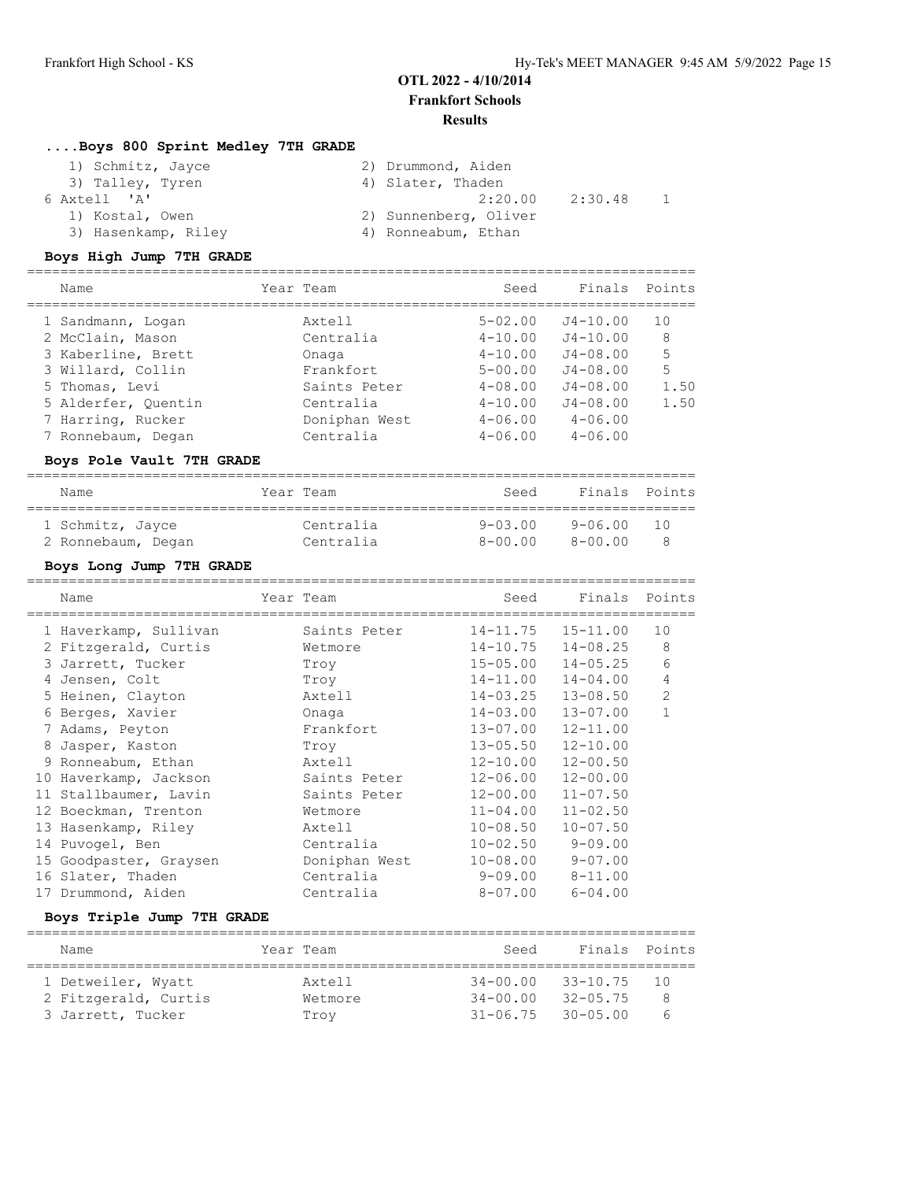# OTL 2022 - 4/10/2014
## Frankfort Schools
### Results

### ....Boys 800 Sprint Medley 7TH GRADE

1) Schmitz, Jayce  2) Drummond, Aiden
3) Talley, Tyren  4) Slater, Thaden

6 Axtell 'A'  2:20.00  2:30.48  1

1) Kostal, Owen  2) Sunnenberg, Oliver
3) Hasenkamp, Riley  4) Ronneabum, Ethan

### Boys High Jump 7TH GRADE

| | Name | Year | Team | Seed | Finals | Points |
|---|---|---|---|---|---|---|
| 1 | Sandmann, Logan | | Axtell | 5-02.00 | J4-10.00 | 10 |
| 2 | McClain, Mason | | Centralia | 4-10.00 | J4-10.00 | 8 |
| 3 | Kaberline, Brett | | Onaga | 4-10.00 | J4-08.00 | 5 |
| 3 | Willard, Collin | | Frankfort | 5-00.00 | J4-08.00 | 5 |
| 5 | Thomas, Levi | | Saints Peter | 4-08.00 | J4-08.00 | 1.50 |
| 5 | Alderfer, Quentin | | Centralia | 4-10.00 | J4-08.00 | 1.50 |
| 7 | Harring, Rucker | | Doniphan West | 4-06.00 | 4-06.00 | |
| 7 | Ronnebaum, Degan | | Centralia | 4-06.00 | 4-06.00 | |

### Boys Pole Vault 7TH GRADE

| | Name | Year | Team | Seed | Finals | Points |
|---|---|---|---|---|---|---|
| 1 | Schmitz, Jayce | | Centralia | 9-03.00 | 9-06.00 | 10 |
| 2 | Ronnebaum, Degan | | Centralia | 8-00.00 | 8-00.00 | 8 |

### Boys Long Jump 7TH GRADE

| | Name | Year | Team | Seed | Finals | Points |
|---|---|---|---|---|---|---|
| 1 | Haverkamp, Sullivan | | Saints Peter | 14-11.75 | 15-11.00 | 10 |
| 2 | Fitzgerald, Curtis | | Wetmore | 14-10.75 | 14-08.25 | 8 |
| 3 | Jarrett, Tucker | | Troy | 15-05.00 | 14-05.25 | 6 |
| 4 | Jensen, Colt | | Troy | 14-11.00 | 14-04.00 | 4 |
| 5 | Heinen, Clayton | | Axtell | 14-03.25 | 13-08.50 | 2 |
| 6 | Berges, Xavier | | Onaga | 14-03.00 | 13-07.00 | 1 |
| 7 | Adams, Peyton | | Frankfort | 13-07.00 | 12-11.00 | |
| 8 | Jasper, Kaston | | Troy | 13-05.50 | 12-10.00 | |
| 9 | Ronneabum, Ethan | | Axtell | 12-10.00 | 12-00.50 | |
| 10 | Haverkamp, Jackson | | Saints Peter | 12-06.00 | 12-00.00 | |
| 11 | Stallbaumer, Lavin | | Saints Peter | 12-00.00 | 11-07.50 | |
| 12 | Boeckman, Trenton | | Wetmore | 11-04.00 | 11-02.50 | |
| 13 | Hasenkamp, Riley | | Axtell | 10-08.50 | 10-07.50 | |
| 14 | Puvogel, Ben | | Centralia | 10-02.50 | 9-09.00 | |
| 15 | Goodpaster, Graysen | | Doniphan West | 10-08.00 | 9-07.00 | |
| 16 | Slater, Thaden | | Centralia | 9-09.00 | 8-11.00 | |
| 17 | Drummond, Aiden | | Centralia | 8-07.00 | 6-04.00 | |

### Boys Triple Jump 7TH GRADE

| | Name | Year | Team | Seed | Finals | Points |
|---|---|---|---|---|---|---|
| 1 | Detweiler, Wyatt | | Axtell | 34-00.00 | 33-10.75 | 10 |
| 2 | Fitzgerald, Curtis | | Wetmore | 34-00.00 | 32-05.75 | 8 |
| 3 | Jarrett, Tucker | | Troy | 31-06.75 | 30-05.00 | 6 |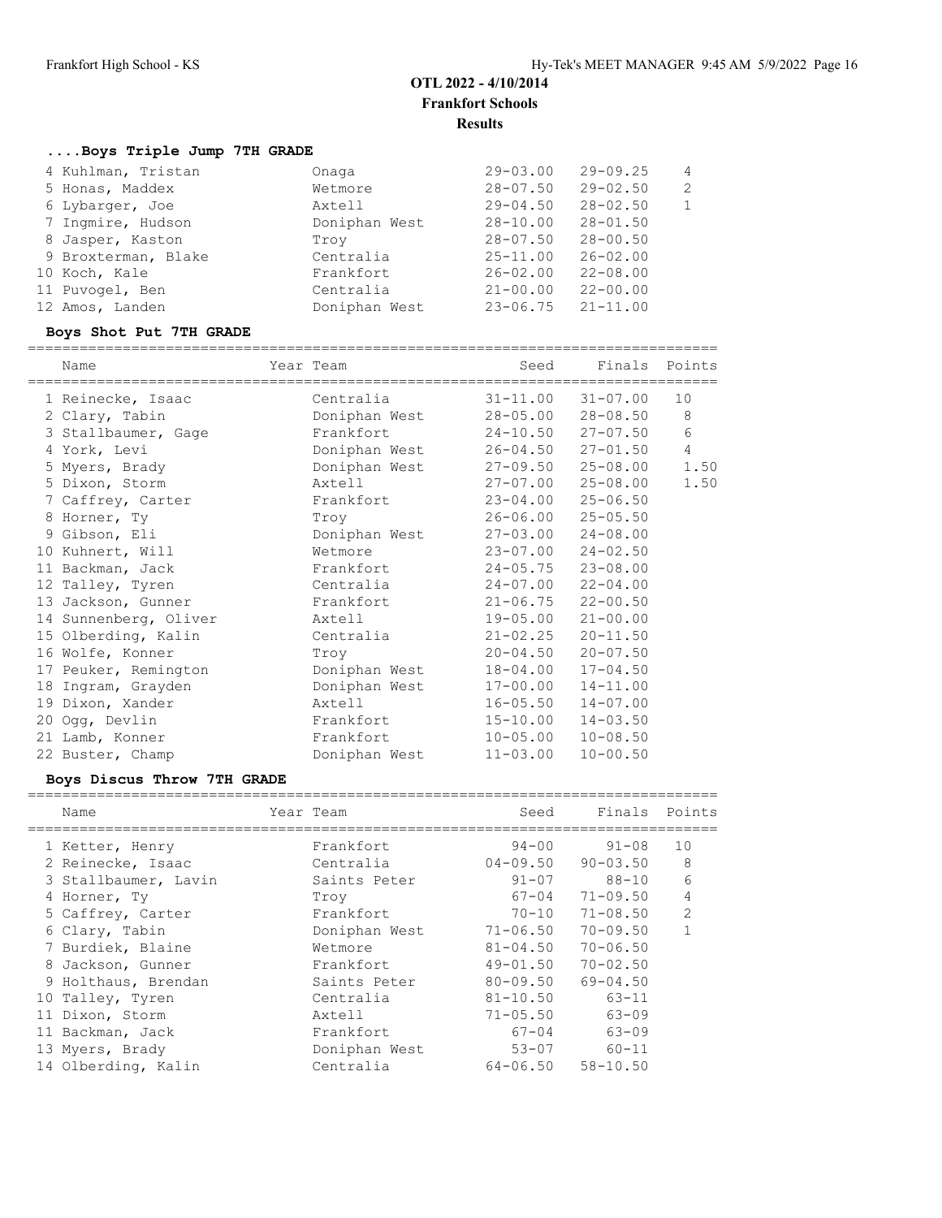# OTL 2022 - 4/10/2014

**Frankfort Schools**

**Results**

### ....Boys Triple Jump 7TH GRADE

| Name | Year Team | Seed | Finals | Points |
|---|---|---|---|---|
| 4 Kuhlman, Tristan | Onaga | 29-03.00 | 29-09.25 | 4 |
| 5 Honas, Maddex | Wetmore | 28-07.50 | 29-02.50 | 2 |
| 6 Lybarger, Joe | Axtell | 29-04.50 | 28-02.50 | 1 |
| 7 Ingmire, Hudson | Doniphan West | 28-10.00 | 28-01.50 | |
| 8 Jasper, Kaston | Troy | 28-07.50 | 28-00.50 | |
| 9 Broxterman, Blake | Centralia | 25-11.00 | 26-02.00 | |
| 10 Koch, Kale | Frankfort | 26-02.00 | 22-08.00 | |
| 11 Puvogel, Ben | Centralia | 21-00.00 | 22-00.00 | |
| 12 Amos, Landen | Doniphan West | 23-06.75 | 21-11.00 | |

### Boys Shot Put 7TH GRADE

| Name | Year Team | Seed | Finals | Points |
|---|---|---|---|---|
| 1 Reinecke, Isaac | Centralia | 31-11.00 | 31-07.00 | 10 |
| 2 Clary, Tabin | Doniphan West | 28-05.00 | 28-08.50 | 8 |
| 3 Stallbaumer, Gage | Frankfort | 24-10.50 | 27-07.50 | 6 |
| 4 York, Levi | Doniphan West | 26-04.50 | 27-01.50 | 4 |
| 5 Myers, Brady | Doniphan West | 27-09.50 | 25-08.00 | 1.50 |
| 5 Dixon, Storm | Axtell | 27-07.00 | 25-08.00 | 1.50 |
| 7 Caffrey, Carter | Frankfort | 23-04.00 | 25-06.50 | |
| 8 Horner, Ty | Troy | 26-06.00 | 25-05.50 | |
| 9 Gibson, Eli | Doniphan West | 27-03.00 | 24-08.00 | |
| 10 Kuhnert, Will | Wetmore | 23-07.00 | 24-02.50 | |
| 11 Backman, Jack | Frankfort | 24-05.75 | 23-08.00 | |
| 12 Talley, Tyren | Centralia | 24-07.00 | 22-04.00 | |
| 13 Jackson, Gunner | Frankfort | 21-06.75 | 22-00.50 | |
| 14 Sunnenberg, Oliver | Axtell | 19-05.00 | 21-00.00 | |
| 15 Olberding, Kalin | Centralia | 21-02.25 | 20-11.50 | |
| 16 Wolfe, Konner | Troy | 20-04.50 | 20-07.50 | |
| 17 Peuker, Remington | Doniphan West | 18-04.00 | 17-04.50 | |
| 18 Ingram, Grayden | Doniphan West | 17-00.00 | 14-11.00 | |
| 19 Dixon, Xander | Axtell | 16-05.50 | 14-07.00 | |
| 20 Ogg, Devlin | Frankfort | 15-10.00 | 14-03.50 | |
| 21 Lamb, Konner | Frankfort | 10-05.00 | 10-08.50 | |
| 22 Buster, Champ | Doniphan West | 11-03.00 | 10-00.50 | |

### Boys Discus Throw 7TH GRADE

| Name | Year Team | Seed | Finals | Points |
|---|---|---|---|---|
| 1 Ketter, Henry | Frankfort | 94-00 | 91-08 | 10 |
| 2 Reinecke, Isaac | Centralia | 04-09.50 | 90-03.50 | 8 |
| 3 Stallbaumer, Lavin | Saints Peter | 91-07 | 88-10 | 6 |
| 4 Horner, Ty | Troy | 67-04 | 71-09.50 | 4 |
| 5 Caffrey, Carter | Frankfort | 70-10 | 71-08.50 | 2 |
| 6 Clary, Tabin | Doniphan West | 71-06.50 | 70-09.50 | 1 |
| 7 Burdiek, Blaine | Wetmore | 81-04.50 | 70-06.50 | |
| 8 Jackson, Gunner | Frankfort | 49-01.50 | 70-02.50 | |
| 9 Holthaus, Brendan | Saints Peter | 80-09.50 | 69-04.50 | |
| 10 Talley, Tyren | Centralia | 81-10.50 | 63-11 | |
| 11 Dixon, Storm | Axtell | 71-05.50 | 63-09 | |
| 11 Backman, Jack | Frankfort | 67-04 | 63-09 | |
| 13 Myers, Brady | Doniphan West | 53-07 | 60-11 | |
| 14 Olberding, Kalin | Centralia | 64-06.50 | 58-10.50 | |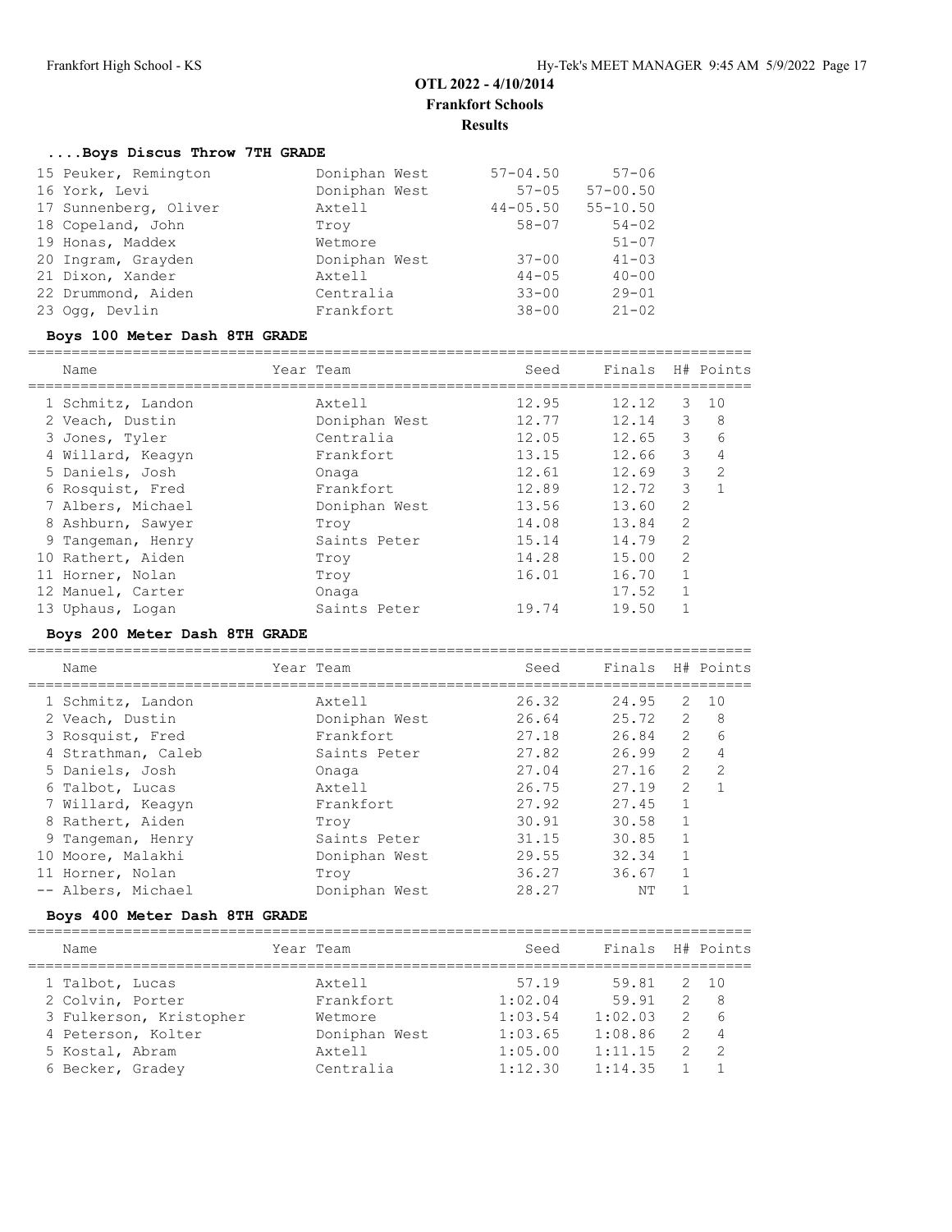## OTL 2022 - 4/10/2014
### Frankfort Schools
### Results

### ....Boys Discus Throw 7TH GRADE

| Name | Team | Seed | Finals |
|---|---|---|---|
| 15 Peuker, Remington | Doniphan West | 57-04.50 | 57-06 |
| 16 York, Levi | Doniphan West | 57-05 | 57-00.50 |
| 17 Sunnenberg, Oliver | Axtell | 44-05.50 | 55-10.50 |
| 18 Copeland, John | Troy | 58-07 | 54-02 |
| 19 Honas, Maddex | Wetmore | | 51-07 |
| 20 Ingram, Grayden | Doniphan West | 37-00 | 41-03 |
| 21 Dixon, Xander | Axtell | 44-05 | 40-00 |
| 22 Drummond, Aiden | Centralia | 33-00 | 29-01 |
| 23 Ogg, Devlin | Frankfort | 38-00 | 21-02 |

### Boys 100 Meter Dash 8TH GRADE

| Name | Year | Team | Seed | Finals | H# | Points |
|---|---|---|---|---|---|---|
| 1 Schmitz, Landon | | Axtell | 12.95 | 12.12 | 3 | 10 |
| 2 Veach, Dustin | | Doniphan West | 12.77 | 12.14 | 3 | 8 |
| 3 Jones, Tyler | | Centralia | 12.05 | 12.65 | 3 | 6 |
| 4 Willard, Keagyn | | Frankfort | 13.15 | 12.66 | 3 | 4 |
| 5 Daniels, Josh | | Onaga | 12.61 | 12.69 | 3 | 2 |
| 6 Rosquist, Fred | | Frankfort | 12.89 | 12.72 | 3 | 1 |
| 7 Albers, Michael | | Doniphan West | 13.56 | 13.60 | 2 | |
| 8 Ashburn, Sawyer | | Troy | 14.08 | 13.84 | 2 | |
| 9 Tangeman, Henry | | Saints Peter | 15.14 | 14.79 | 2 | |
| 10 Rathert, Aiden | | Troy | 14.28 | 15.00 | 2 | |
| 11 Horner, Nolan | | Troy | 16.01 | 16.70 | 1 | |
| 12 Manuel, Carter | | Onaga | | 17.52 | 1 | |
| 13 Uphaus, Logan | | Saints Peter | 19.74 | 19.50 | 1 | |

### Boys 200 Meter Dash 8TH GRADE

| Name | Year | Team | Seed | Finals | H# | Points |
|---|---|---|---|---|---|---|
| 1 Schmitz, Landon | | Axtell | 26.32 | 24.95 | 2 | 10 |
| 2 Veach, Dustin | | Doniphan West | 26.64 | 25.72 | 2 | 8 |
| 3 Rosquist, Fred | | Frankfort | 27.18 | 26.84 | 2 | 6 |
| 4 Strathman, Caleb | | Saints Peter | 27.82 | 26.99 | 2 | 4 |
| 5 Daniels, Josh | | Onaga | 27.04 | 27.16 | 2 | 2 |
| 6 Talbot, Lucas | | Axtell | 26.75 | 27.19 | 2 | 1 |
| 7 Willard, Keagyn | | Frankfort | 27.92 | 27.45 | 1 | |
| 8 Rathert, Aiden | | Troy | 30.91 | 30.58 | 1 | |
| 9 Tangeman, Henry | | Saints Peter | 31.15 | 30.85 | 1 | |
| 10 Moore, Malakhi | | Doniphan West | 29.55 | 32.34 | 1 | |
| 11 Horner, Nolan | | Troy | 36.27 | 36.67 | 1 | |
| -- Albers, Michael | | Doniphan West | 28.27 | NT | 1 | |

### Boys 400 Meter Dash 8TH GRADE

| Name | Year | Team | Seed | Finals | H# | Points |
|---|---|---|---|---|---|---|
| 1 Talbot, Lucas | | Axtell | 57.19 | 59.81 | 2 | 10 |
| 2 Colvin, Porter | | Frankfort | 1:02.04 | 59.91 | 2 | 8 |
| 3 Fulkerson, Kristopher | | Wetmore | 1:03.54 | 1:02.03 | 2 | 6 |
| 4 Peterson, Kolter | | Doniphan West | 1:03.65 | 1:08.86 | 2 | 4 |
| 5 Kostal, Abram | | Axtell | 1:05.00 | 1:11.15 | 2 | 2 |
| 6 Becker, Gradey | | Centralia | 1:12.30 | 1:14.35 | 1 | 1 |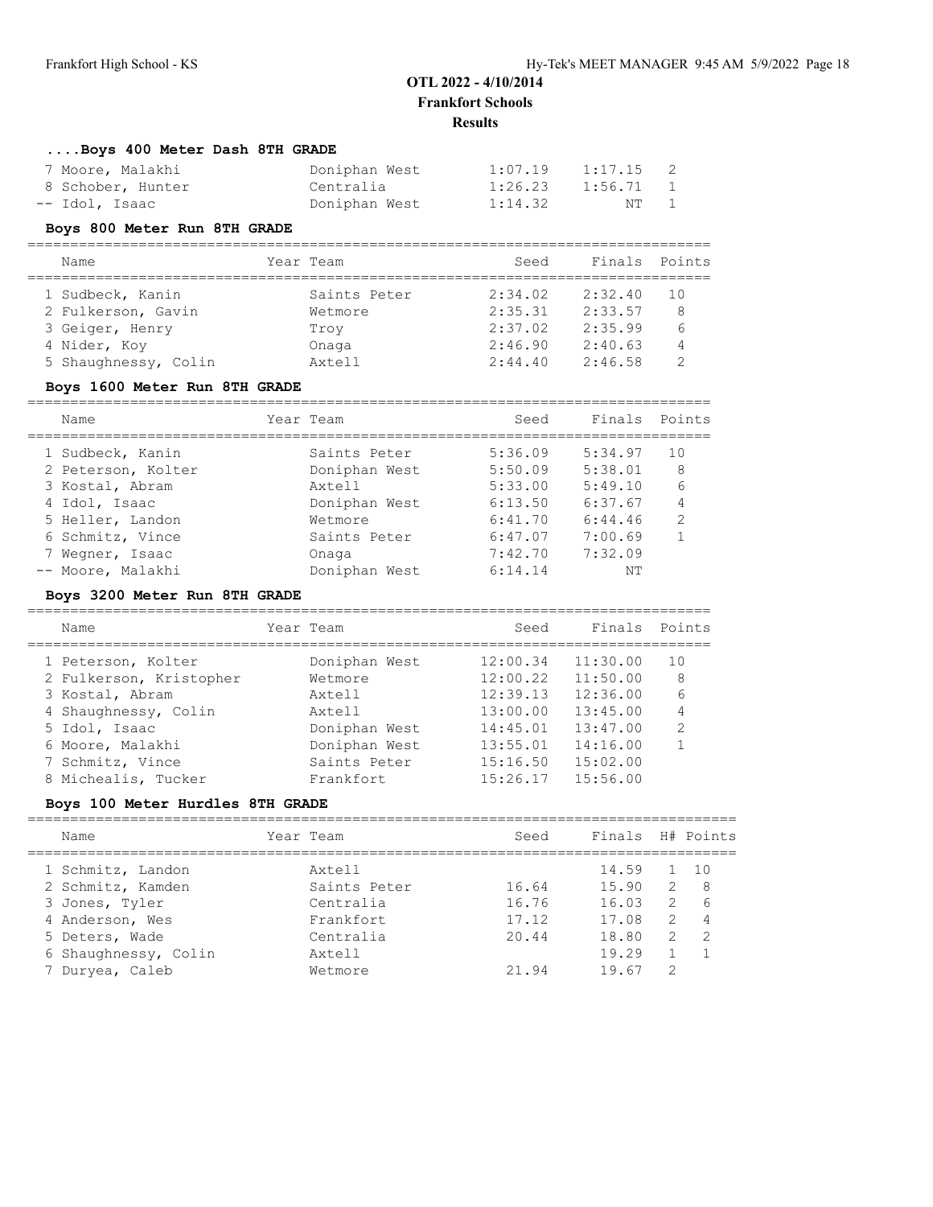## OTL 2022 - 4/10/2014
### Frankfort Schools
### Results

#### ....Boys 400 Meter Dash 8TH GRADE

| Name | Year | Team | Seed | Finals | H# |
|---|---|---|---|---|---|
| 7 Moore, Malakhi | | Doniphan West | 1:07.19 | 1:17.15 | 2 |
| 8 Schober, Hunter | | Centralia | 1:26.23 | 1:56.71 | 1 |
| -- Idol, Isaac | | Doniphan West | 1:14.32 | NT | 1 |

#### Boys 800 Meter Run 8TH GRADE

| Name | Year | Team | Seed | Finals | Points |
|---|---|---|---|---|---|
| 1 Sudbeck, Kanin | | Saints Peter | 2:34.02 | 2:32.40 | 10 |
| 2 Fulkerson, Gavin | | Wetmore | 2:35.31 | 2:33.57 | 8 |
| 3 Geiger, Henry | | Troy | 2:37.02 | 2:35.99 | 6 |
| 4 Nider, Koy | | Onaga | 2:46.90 | 2:40.63 | 4 |
| 5 Shaughnessy, Colin | | Axtell | 2:44.40 | 2:46.58 | 2 |

#### Boys 1600 Meter Run 8TH GRADE

| Name | Year | Team | Seed | Finals | Points |
|---|---|---|---|---|---|
| 1 Sudbeck, Kanin | | Saints Peter | 5:36.09 | 5:34.97 | 10 |
| 2 Peterson, Kolter | | Doniphan West | 5:50.09 | 5:38.01 | 8 |
| 3 Kostal, Abram | | Axtell | 5:33.00 | 5:49.10 | 6 |
| 4 Idol, Isaac | | Doniphan West | 6:13.50 | 6:37.67 | 4 |
| 5 Heller, Landon | | Wetmore | 6:41.70 | 6:44.46 | 2 |
| 6 Schmitz, Vince | | Saints Peter | 6:47.07 | 7:00.69 | 1 |
| 7 Wegner, Isaac | | Onaga | 7:42.70 | 7:32.09 | |
| -- Moore, Malakhi | | Doniphan West | 6:14.14 | NT | |

#### Boys 3200 Meter Run 8TH GRADE

| Name | Year | Team | Seed | Finals | Points |
|---|---|---|---|---|---|
| 1 Peterson, Kolter | | Doniphan West | 12:00.34 | 11:30.00 | 10 |
| 2 Fulkerson, Kristopher | | Wetmore | 12:00.22 | 11:50.00 | 8 |
| 3 Kostal, Abram | | Axtell | 12:39.13 | 12:36.00 | 6 |
| 4 Shaughnessy, Colin | | Axtell | 13:00.00 | 13:45.00 | 4 |
| 5 Idol, Isaac | | Doniphan West | 14:45.01 | 13:47.00 | 2 |
| 6 Moore, Malakhi | | Doniphan West | 13:55.01 | 14:16.00 | 1 |
| 7 Schmitz, Vince | | Saints Peter | 15:16.50 | 15:02.00 | |
| 8 Michealis, Tucker | | Frankfort | 15:26.17 | 15:56.00 | |

#### Boys 100 Meter Hurdles 8TH GRADE

| Name | Year | Team | Seed | Finals | H# | Points |
|---|---|---|---|---|---|---|
| 1 Schmitz, Landon | | Axtell | | 14.59 | 1 | 10 |
| 2 Schmitz, Kamden | | Saints Peter | 16.64 | 15.90 | 2 | 8 |
| 3 Jones, Tyler | | Centralia | 16.76 | 16.03 | 2 | 6 |
| 4 Anderson, Wes | | Frankfort | 17.12 | 17.08 | 2 | 4 |
| 5 Deters, Wade | | Centralia | 20.44 | 18.80 | 2 | 2 |
| 6 Shaughnessy, Colin | | Axtell | | 19.29 | 1 | 1 |
| 7 Duryea, Caleb | | Wetmore | 21.94 | 19.67 | 2 | |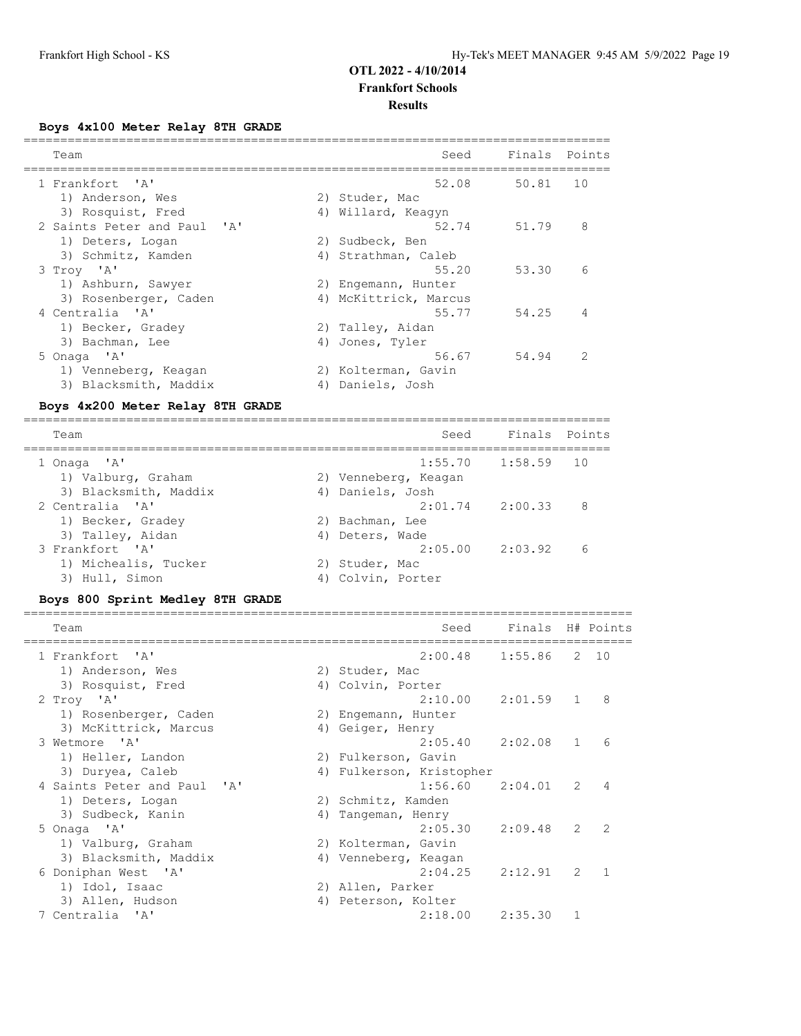# OTL 2022 - 4/10/2014
## Frankfort Schools
### Results

**Boys 4x100 Meter Relay 8TH GRADE**

| Team | | Seed | Finals | Points |
|---|---|---|---|---|
| 1 Frankfort 'A' | | 52.08 | 50.81 | 10 |
| 1) Anderson, Wes | 2) Studer, Mac | | | |
| 3) Rosquist, Fred | 4) Willard, Keagyn | | | |
| 2 Saints Peter and Paul 'A' | | 52.74 | 51.79 | 8 |
| 1) Deters, Logan | 2) Sudbeck, Ben | | | |
| 3) Schmitz, Kamden | 4) Strathman, Caleb | | | |
| 3 Troy 'A' | | 55.20 | 53.30 | 6 |
| 1) Ashburn, Sawyer | 2) Engemann, Hunter | | | |
| 3) Rosenberger, Caden | 4) McKittrick, Marcus | | | |
| 4 Centralia 'A' | | 55.77 | 54.25 | 4 |
| 1) Becker, Gradey | 2) Talley, Aidan | | | |
| 3) Bachman, Lee | 4) Jones, Tyler | | | |
| 5 Onaga 'A' | | 56.67 | 54.94 | 2 |
| 1) Venneberg, Keagan | 2) Kolterman, Gavin | | | |
| 3) Blacksmith, Maddix | 4) Daniels, Josh | | | |

**Boys 4x200 Meter Relay 8TH GRADE**

| Team | | Seed | Finals | Points |
|---|---|---|---|---|
| 1 Onaga 'A' | | 1:55.70 | 1:58.59 | 10 |
| 1) Valburg, Graham | 2) Venneberg, Keagan | | | |
| 3) Blacksmith, Maddix | 4) Daniels, Josh | | | |
| 2 Centralia 'A' | | 2:01.74 | 2:00.33 | 8 |
| 1) Becker, Gradey | 2) Bachman, Lee | | | |
| 3) Talley, Aidan | 4) Deters, Wade | | | |
| 3 Frankfort 'A' | | 2:05.00 | 2:03.92 | 6 |
| 1) Michealis, Tucker | 2) Studer, Mac | | | |
| 3) Hull, Simon | 4) Colvin, Porter | | | |

**Boys 800 Sprint Medley 8TH GRADE**

| Team | | Seed | Finals | H# | Points |
|---|---|---|---|---|---|
| 1 Frankfort 'A' | | 2:00.48 | 1:55.86 | 2 | 10 |
| 1) Anderson, Wes | 2) Studer, Mac | | | | |
| 3) Rosquist, Fred | 4) Colvin, Porter | | | | |
| 2 Troy 'A' | | 2:10.00 | 2:01.59 | 1 | 8 |
| 1) Rosenberger, Caden | 2) Engemann, Hunter | | | | |
| 3) McKittrick, Marcus | 4) Geiger, Henry | | | | |
| 3 Wetmore 'A' | | 2:05.40 | 2:02.08 | 1 | 6 |
| 1) Heller, Landon | 2) Fulkerson, Gavin | | | | |
| 3) Duryea, Caleb | 4) Fulkerson, Kristopher | | | | |
| 4 Saints Peter and Paul 'A' | | 1:56.60 | 2:04.01 | 2 | 4 |
| 1) Deters, Logan | 2) Schmitz, Kamden | | | | |
| 3) Sudbeck, Kanin | 4) Tangeman, Henry | | | | |
| 5 Onaga 'A' | | 2:05.30 | 2:09.48 | 2 | 2 |
| 1) Valburg, Graham | 2) Kolterman, Gavin | | | | |
| 3) Blacksmith, Maddix | 4) Venneberg, Keagan | | | | |
| 6 Doniphan West 'A' | | 2:04.25 | 2:12.91 | 2 | 1 |
| 1) Idol, Isaac | 2) Allen, Parker | | | | |
| 3) Allen, Hudson | 4) Peterson, Kolter | | | | |
| 7 Centralia 'A' | | 2:18.00 | 2:35.30 | 1 | |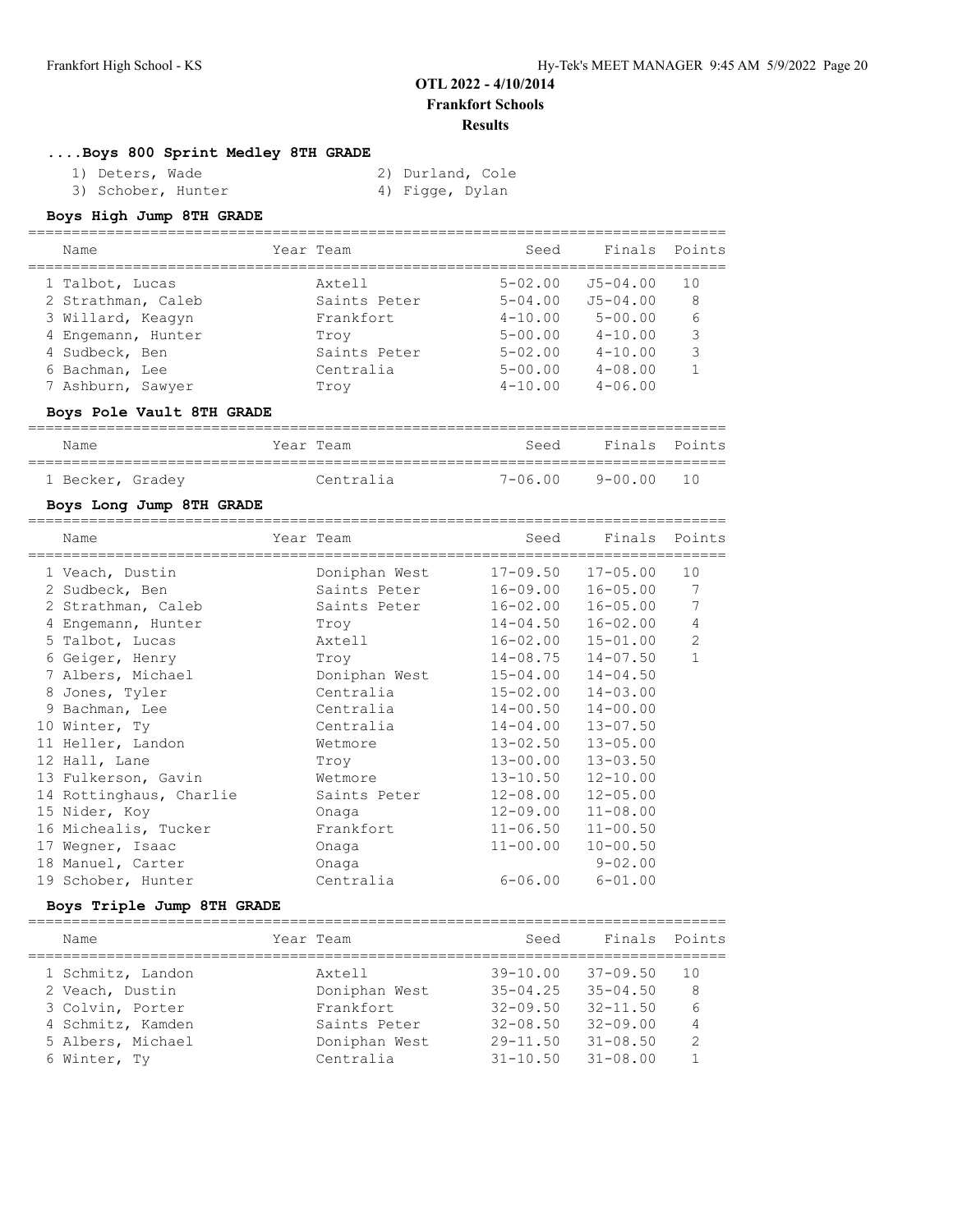# OTL 2022 - 4/10/2014
## Frankfort Schools
### Results

### ....Boys 800 Sprint Medley 8TH GRADE

1) Deters, Wade 2) Durland, Cole
3) Schober, Hunter 4) Figge, Dylan

### Boys High Jump 8TH GRADE

| Name | Year | Team | Seed | Finals | Points |
|---|---|---|---|---|---|
| 1 Talbot, Lucas | | Axtell | 5-02.00 | J5-04.00 | 10 |
| 2 Strathman, Caleb | | Saints Peter | 5-04.00 | J5-04.00 | 8 |
| 3 Willard, Keagyn | | Frankfort | 4-10.00 | 5-00.00 | 6 |
| 4 Engemann, Hunter | | Troy | 5-00.00 | 4-10.00 | 3 |
| 4 Sudbeck, Ben | | Saints Peter | 5-02.00 | 4-10.00 | 3 |
| 6 Bachman, Lee | | Centralia | 5-00.00 | 4-08.00 | 1 |
| 7 Ashburn, Sawyer | | Troy | 4-10.00 | 4-06.00 | |

### Boys Pole Vault 8TH GRADE

| Name | Year | Team | Seed | Finals | Points |
|---|---|---|---|---|---|
| 1 Becker, Gradey | | Centralia | 7-06.00 | 9-00.00 | 10 |

### Boys Long Jump 8TH GRADE

| Name | Year | Team | Seed | Finals | Points |
|---|---|---|---|---|---|
| 1 Veach, Dustin | | Doniphan West | 17-09.50 | 17-05.00 | 10 |
| 2 Sudbeck, Ben | | Saints Peter | 16-09.00 | 16-05.00 | 7 |
| 2 Strathman, Caleb | | Saints Peter | 16-02.00 | 16-05.00 | 7 |
| 4 Engemann, Hunter | | Troy | 14-04.50 | 16-02.00 | 4 |
| 5 Talbot, Lucas | | Axtell | 16-02.00 | 15-01.00 | 2 |
| 6 Geiger, Henry | | Troy | 14-08.75 | 14-07.50 | 1 |
| 7 Albers, Michael | | Doniphan West | 15-04.00 | 14-04.50 | |
| 8 Jones, Tyler | | Centralia | 15-02.00 | 14-03.00 | |
| 9 Bachman, Lee | | Centralia | 14-00.50 | 14-00.00 | |
| 10 Winter, Ty | | Centralia | 14-04.00 | 13-07.50 | |
| 11 Heller, Landon | | Wetmore | 13-02.50 | 13-05.00 | |
| 12 Hall, Lane | | Troy | 13-00.00 | 13-03.50 | |
| 13 Fulkerson, Gavin | | Wetmore | 13-10.50 | 12-10.00 | |
| 14 Rottinghaus, Charlie | | Saints Peter | 12-08.00 | 12-05.00 | |
| 15 Nider, Koy | | Onaga | 12-09.00 | 11-08.00 | |
| 16 Michealis, Tucker | | Frankfort | 11-06.50 | 11-00.50 | |
| 17 Wegner, Isaac | | Onaga | 11-00.00 | 10-00.50 | |
| 18 Manuel, Carter | | Onaga | | 9-02.00 | |
| 19 Schober, Hunter | | Centralia | 6-06.00 | 6-01.00 | |

### Boys Triple Jump 8TH GRADE

| Name | Year | Team | Seed | Finals | Points |
|---|---|---|---|---|---|
| 1 Schmitz, Landon | | Axtell | 39-10.00 | 37-09.50 | 10 |
| 2 Veach, Dustin | | Doniphan West | 35-04.25 | 35-04.50 | 8 |
| 3 Colvin, Porter | | Frankfort | 32-09.50 | 32-11.50 | 6 |
| 4 Schmitz, Kamden | | Saints Peter | 32-08.50 | 32-09.00 | 4 |
| 5 Albers, Michael | | Doniphan West | 29-11.50 | 31-08.50 | 2 |
| 6 Winter, Ty | | Centralia | 31-10.50 | 31-08.00 | 1 |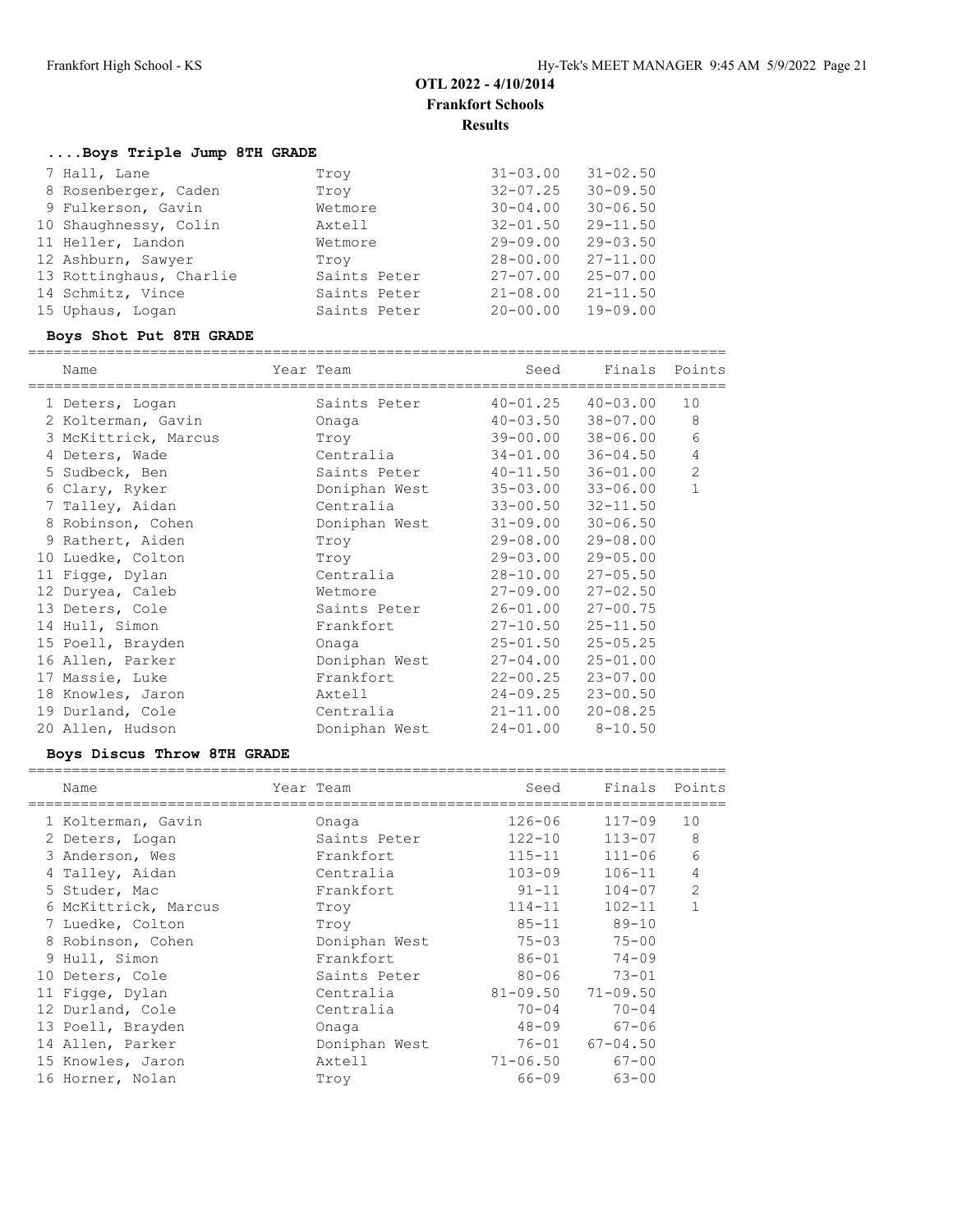# OTL 2022 - 4/10/2014

## Frankfort Schools

## Results

### ....Boys Triple Jump 8TH GRADE

| Place | Name | Team | Seed | Finals |
|---|---|---|---|---|
| 7 | Hall, Lane | Troy | 31-03.00 | 31-02.50 |
| 8 | Rosenberger, Caden | Troy | 32-07.25 | 30-09.50 |
| 9 | Fulkerson, Gavin | Wetmore | 30-04.00 | 30-06.50 |
| 10 | Shaughnessy, Colin | Axtell | 32-01.50 | 29-11.50 |
| 11 | Heller, Landon | Wetmore | 29-09.00 | 29-03.50 |
| 12 | Ashburn, Sawyer | Troy | 28-00.00 | 27-11.00 |
| 13 | Rottinghaus, Charlie | Saints Peter | 27-07.00 | 25-07.00 |
| 14 | Schmitz, Vince | Saints Peter | 21-08.00 | 21-11.50 |
| 15 | Uphaus, Logan | Saints Peter | 20-00.00 | 19-09.00 |

### Boys Shot Put 8TH GRADE

| Place | Name | Year | Team | Seed | Finals | Points |
|---|---|---|---|---|---|---|
| 1 | Deters, Logan | | Saints Peter | 40-01.25 | 40-03.00 | 10 |
| 2 | Kolterman, Gavin | | Onaga | 40-03.50 | 38-07.00 | 8 |
| 3 | McKittrick, Marcus | | Troy | 39-00.00 | 38-06.00 | 6 |
| 4 | Deters, Wade | | Centralia | 34-01.00 | 36-04.50 | 4 |
| 5 | Sudbeck, Ben | | Saints Peter | 40-11.50 | 36-01.00 | 2 |
| 6 | Clary, Ryker | | Doniphan West | 35-03.00 | 33-06.00 | 1 |
| 7 | Talley, Aidan | | Centralia | 33-00.50 | 32-11.50 | |
| 8 | Robinson, Cohen | | Doniphan West | 31-09.00 | 30-06.50 | |
| 9 | Rathert, Aiden | | Troy | 29-08.00 | 29-08.00 | |
| 10 | Luedke, Colton | | Troy | 29-03.00 | 29-05.00 | |
| 11 | Figge, Dylan | | Centralia | 28-10.00 | 27-05.50 | |
| 12 | Duryea, Caleb | | Wetmore | 27-09.00 | 27-02.50 | |
| 13 | Deters, Cole | | Saints Peter | 26-01.00 | 27-00.75 | |
| 14 | Hull, Simon | | Frankfort | 27-10.50 | 25-11.50 | |
| 15 | Poell, Brayden | | Onaga | 25-01.50 | 25-05.25 | |
| 16 | Allen, Parker | | Doniphan West | 27-04.00 | 25-01.00 | |
| 17 | Massie, Luke | | Frankfort | 22-00.25 | 23-07.00 | |
| 18 | Knowles, Jaron | | Axtell | 24-09.25 | 23-00.50 | |
| 19 | Durland, Cole | | Centralia | 21-11.00 | 20-08.25 | |
| 20 | Allen, Hudson | | Doniphan West | 24-01.00 | 8-10.50 | |

### Boys Discus Throw 8TH GRADE

| Place | Name | Year | Team | Seed | Finals | Points |
|---|---|---|---|---|---|---|
| 1 | Kolterman, Gavin | | Onaga | 126-06 | 117-09 | 10 |
| 2 | Deters, Logan | | Saints Peter | 122-10 | 113-07 | 8 |
| 3 | Anderson, Wes | | Frankfort | 115-11 | 111-06 | 6 |
| 4 | Talley, Aidan | | Centralia | 103-09 | 106-11 | 4 |
| 5 | Studer, Mac | | Frankfort | 91-11 | 104-07 | 2 |
| 6 | McKittrick, Marcus | | Troy | 114-11 | 102-11 | 1 |
| 7 | Luedke, Colton | | Troy | 85-11 | 89-10 | |
| 8 | Robinson, Cohen | | Doniphan West | 75-03 | 75-00 | |
| 9 | Hull, Simon | | Frankfort | 86-01 | 74-09 | |
| 10 | Deters, Cole | | Saints Peter | 80-06 | 73-01 | |
| 11 | Figge, Dylan | | Centralia | 81-09.50 | 71-09.50 | |
| 12 | Durland, Cole | | Centralia | 70-04 | 70-04 | |
| 13 | Poell, Brayden | | Onaga | 48-09 | 67-06 | |
| 14 | Allen, Parker | | Doniphan West | 76-01 | 67-04.50 | |
| 15 | Knowles, Jaron | | Axtell | 71-06.50 | 67-00 | |
| 16 | Horner, Nolan | | Troy | 66-09 | 63-00 | |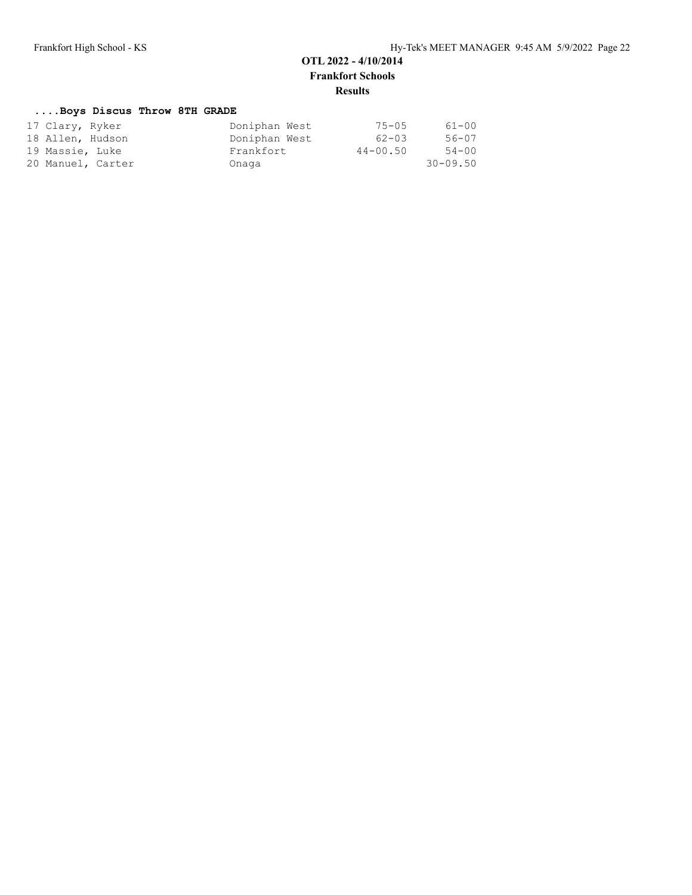### ....Boys Discus Throw 8TH GRADE

| | | | | |
|---|---|---|---|---|
| 17 | Clary, Ryker | Doniphan West | 75-05 | 61-00 |
| 18 | Allen, Hudson | Doniphan West | 62-03 | 56-07 |
| 19 | Massie, Luke | Frankfort | 44-00.50 | 54-00 |
| 20 | Manuel, Carter | Onaga | | 30-09.50 |